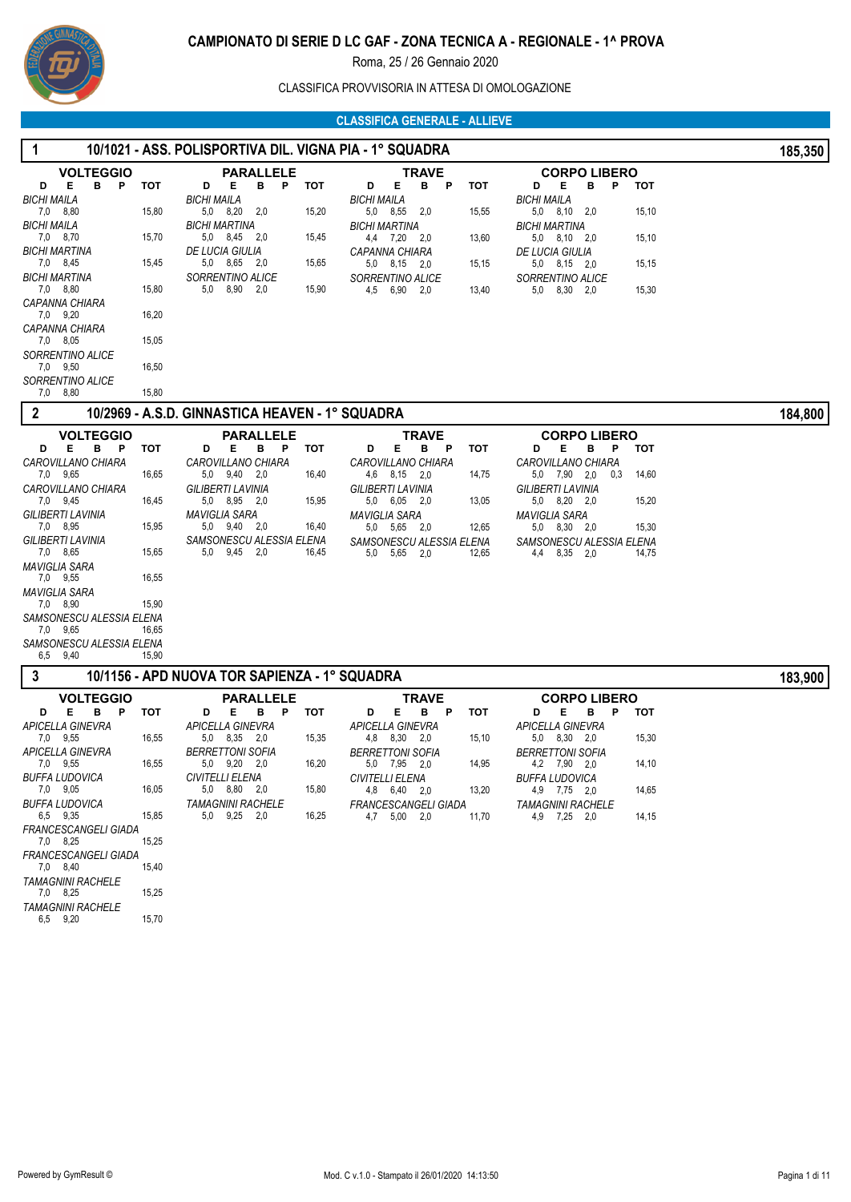# CAMPIONATO DI SERIE D LC GAF - ZONA TECNICA A - REGIONALE - 1^ PROVA

Roma, 25 / 26 Gennaio 2020

CLASSIFICA PROVVISORIA IN ATTESA DI OMOLOGAZIONE

## CLASSIFICA GENERALE - ALLIEVE

### 1 — 10/1021 - ASS. POLISPORTIVA DIL. VIGNA PIA - 1° SQUADRA — 185,350

**VOLTEGGIO**

| Atleta | D | E | B | P | TOT |
|---|---|---|---|---|---|
| BICHI MAILA | 7,0 | 8,80 | | | 15,80 |
| BICHI MAILA | 7,0 | 8,70 | | | 15,70 |
| BICHI MARTINA | 7,0 | 8,45 | | | 15,45 |
| BICHI MARTINA | 7,0 | 8,80 | | | 15,80 |
| CAPANNA CHIARA | 7,0 | 9,20 | | | 16,20 |
| CAPANNA CHIARA | 7,0 | 8,05 | | | 15,05 |
| SORRENTINO ALICE | 7,0 | 9,50 | | | 16,50 |
| SORRENTINO ALICE | 7,0 | 8,80 | | | 15,80 |

**PARALLELE**

| Atleta | D | E | B | P | TOT |
|---|---|---|---|---|---|
| BICHI MAILA | 5,0 | 8,20 | 2,0 | | 15,20 |
| BICHI MARTINA | 5,0 | 8,45 | 2,0 | | 15,45 |
| DE LUCIA GIULIA | 5,0 | 8,65 | 2,0 | | 15,65 |
| SORRENTINO ALICE | 5,0 | 8,90 | 2,0 | | 15,90 |

**TRAVE**

| Atleta | D | E | B | P | TOT |
|---|---|---|---|---|---|
| BICHI MAILA | 5,0 | 8,55 | 2,0 | | 15,55 |
| BICHI MARTINA | 4,4 | 7,20 | 2,0 | | 13,60 |
| CAPANNA CHIARA | 5,0 | 8,15 | 2,0 | | 15,15 |
| SORRENTINO ALICE | 4,5 | 6,90 | 2,0 | | 13,40 |

**CORPO LIBERO**

| Atleta | D | E | B | P | TOT |
|---|---|---|---|---|---|
| BICHI MAILA | 5,0 | 8,10 | 2,0 | | 15,10 |
| BICHI MARTINA | 5,0 | 8,10 | 2,0 | | 15,10 |
| DE LUCIA GIULIA | 5,0 | 8,15 | 2,0 | | 15,15 |
| SORRENTINO ALICE | 5,0 | 8,30 | 2,0 | | 15,30 |

### 2 — 10/2969 - A.S.D. GINNASTICA HEAVEN - 1° SQUADRA — 184,800

**VOLTEGGIO**

| Atleta | D | E | B | P | TOT |
|---|---|---|---|---|---|
| CAROVILLANO CHIARA | 7,0 | 9,65 | | | 16,65 |
| CAROVILLANO CHIARA | 7,0 | 9,45 | | | 16,45 |
| GILIBERTI LAVINIA | 7,0 | 8,95 | | | 15,95 |
| GILIBERTI LAVINIA | 7,0 | 8,65 | | | 15,65 |
| MAVIGLIA SARA | 7,0 | 9,55 | | | 16,55 |
| MAVIGLIA SARA | 7,0 | 8,90 | | | 15,90 |
| SAMSONESCU ALESSIA ELENA | 7,0 | 9,65 | | | 16,65 |
| SAMSONESCU ALESSIA ELENA | 6,5 | 9,40 | | | 15,90 |

**PARALLELE**

| Atleta | D | E | B | P | TOT |
|---|---|---|---|---|---|
| CAROVILLANO CHIARA | 5,0 | 9,40 | 2,0 | | 16,40 |
| GILIBERTI LAVINIA | 5,0 | 8,95 | 2,0 | | 15,95 |
| MAVIGLIA SARA | 5,0 | 9,40 | 2,0 | | 16,40 |
| SAMSONESCU ALESSIA ELENA | 5,0 | 9,45 | 2,0 | | 16,45 |

**TRAVE**

| Atleta | D | E | B | P | TOT |
|---|---|---|---|---|---|
| CAROVILLANO CHIARA | 4,6 | 8,15 | 2,0 | | 14,75 |
| GILIBERTI LAVINIA | 5,0 | 6,05 | 2,0 | | 13,05 |
| MAVIGLIA SARA | 5,0 | 5,65 | 2,0 | | 12,65 |
| SAMSONESCU ALESSIA ELENA | 5,0 | 5,65 | 2,0 | | 12,65 |

**CORPO LIBERO**

| Atleta | D | E | B | P | TOT |
|---|---|---|---|---|---|
| CAROVILLANO CHIARA | 5,0 | 7,90 | 2,0 | 0,3 | 14,60 |
| GILIBERTI LAVINIA | 5,0 | 8,20 | 2,0 | | 15,20 |
| MAVIGLIA SARA | 5,0 | 8,30 | 2,0 | | 15,30 |
| SAMSONESCU ALESSIA ELENA | 4,4 | 8,35 | 2,0 | | 14,75 |

### 3 — 10/1156 - APD NUOVA TOR SAPIENZA - 1° SQUADRA — 183,900

**VOLTEGGIO**

| Atleta | D | E | B | P | TOT |
|---|---|---|---|---|---|
| APICELLA GINEVRA | 7,0 | 9,55 | | | 16,55 |
| APICELLA GINEVRA | 7,0 | 9,55 | | | 16,55 |
| BUFFA LUDOVICA | 7,0 | 9,05 | | | 16,05 |
| BUFFA LUDOVICA | 6,5 | 9,35 | | | 15,85 |
| FRANCESCANGELI GIADA | 7,0 | 8,25 | | | 15,25 |
| FRANCESCANGELI GIADA | 7,0 | 8,40 | | | 15,40 |
| TAMAGNINI RACHELE | 7,0 | 8,25 | | | 15,25 |
| TAMAGNINI RACHELE | 6,5 | 9,20 | | | 15,70 |

**PARALLELE**

| Atleta | D | E | B | P | TOT |
|---|---|---|---|---|---|
| APICELLA GINEVRA | 5,0 | 8,35 | 2,0 | | 15,35 |
| BERRETTONI SOFIA | 5,0 | 9,20 | 2,0 | | 16,20 |
| CIVITELLI ELENA | 5,0 | 8,80 | 2,0 | | 15,80 |
| TAMAGNINI RACHELE | 5,0 | 9,25 | 2,0 | | 16,25 |

**TRAVE**

| Atleta | D | E | B | P | TOT |
|---|---|---|---|---|---|
| APICELLA GINEVRA | 4,8 | 8,30 | 2,0 | | 15,10 |
| BERRETTONI SOFIA | 5,0 | 7,95 | 2,0 | | 14,95 |
| CIVITELLI ELENA | 4,8 | 6,40 | 2,0 | | 13,20 |
| FRANCESCANGELI GIADA | 4,7 | 5,00 | 2,0 | | 11,70 |

**CORPO LIBERO**

| Atleta | D | E | B | P | TOT |
|---|---|---|---|---|---|
| APICELLA GINEVRA | 5,0 | 8,30 | 2,0 | | 15,30 |
| BERRETTONI SOFIA | 4,2 | 7,90 | 2,0 | | 14,10 |
| BUFFA LUDOVICA | 4,9 | 7,75 | 2,0 | | 14,65 |
| TAMAGNINI RACHELE | 4,9 | 7,25 | 2,0 | | 14,15 |

Powered by GymResult © — Mod. C v.1.0 - Stampato il 26/01/2020 14:13:50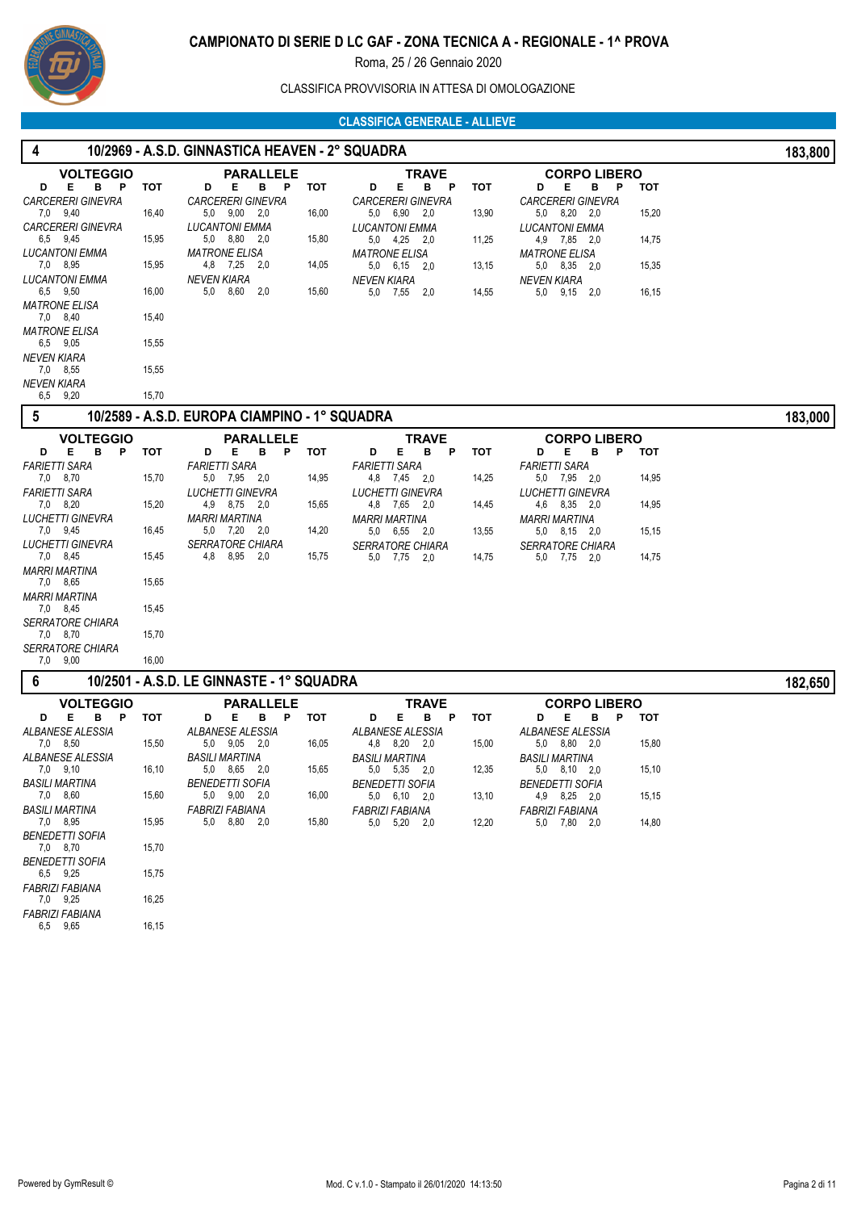# CAMPIONATO DI SERIE D LC GAF - ZONA TECNICA A - REGIONALE - 1^ PROVA

Roma, 25 / 26 Gennaio 2020

CLASSIFICA PROVVISORIA IN ATTESA DI OMOLOGAZIONE

## CLASSIFICA GENERALE - ALLIEVE

### 4 — 10/2969 - A.S.D. GINNASTICA HEAVEN - 2° SQUADRA — 183,800

**VOLTEGGIO**

| Ginnasta | D | E | B | P | TOT |
|---|---|---|---|---|---|
| *CARCERERI GINEVRA* | 7,0 | 9,40 | | | 16,40 |
| *CARCERERI GINEVRA* | 6,5 | 9,45 | | | 15,95 |
| *LUCANTONI EMMA* | 7,0 | 8,95 | | | 15,95 |
| *LUCANTONI EMMA* | 6,5 | 9,50 | | | 16,00 |
| *MATRONE ELISA* | 7,0 | 8,40 | | | 15,40 |
| *MATRONE ELISA* | 6,5 | 9,05 | | | 15,55 |
| *NEVEN KIARA* | 7,0 | 8,55 | | | 15,55 |
| *NEVEN KIARA* | 6,5 | 9,20 | | | 15,70 |

**PARALLELE**

| Ginnasta | D | E | B | P | TOT |
|---|---|---|---|---|---|
| *CARCERERI GINEVRA* | 5,0 | 9,00 | 2,0 | | 16,00 |
| *LUCANTONI EMMA* | 5,0 | 8,80 | 2,0 | | 15,80 |
| *MATRONE ELISA* | 4,8 | 7,25 | 2,0 | | 14,05 |
| *NEVEN KIARA* | 5,0 | 8,60 | 2,0 | | 15,60 |

**TRAVE**

| Ginnasta | D | E | B | P | TOT |
|---|---|---|---|---|---|
| *CARCERERI GINEVRA* | 5,0 | 6,90 | 2,0 | | 13,90 |
| *LUCANTONI EMMA* | 5,0 | 4,25 | 2,0 | | 11,25 |
| *MATRONE ELISA* | 5,0 | 6,15 | 2,0 | | 13,15 |
| *NEVEN KIARA* | 5,0 | 7,55 | 2,0 | | 14,55 |

**CORPO LIBERO**

| Ginnasta | D | E | B | P | TOT |
|---|---|---|---|---|---|
| *CARCERERI GINEVRA* | 5,0 | 8,20 | 2,0 | | 15,20 |
| *LUCANTONI EMMA* | 4,9 | 7,85 | 2,0 | | 14,75 |
| *MATRONE ELISA* | 5,0 | 8,35 | 2,0 | | 15,35 |
| *NEVEN KIARA* | 5,0 | 9,15 | 2,0 | | 16,15 |

### 5 — 10/2589 - A.S.D. EUROPA CIAMPINO - 1° SQUADRA — 183,000

**VOLTEGGIO**

| Ginnasta | D | E | B | P | TOT |
|---|---|---|---|---|---|
| *FARIETTI SARA* | 7,0 | 8,70 | | | 15,70 |
| *FARIETTI SARA* | 7,0 | 8,20 | | | 15,20 |
| *LUCHETTI GINEVRA* | 7,0 | 9,45 | | | 16,45 |
| *LUCHETTI GINEVRA* | 7,0 | 8,45 | | | 15,45 |
| *MARRI MARTINA* | 7,0 | 8,65 | | | 15,65 |
| *MARRI MARTINA* | 7,0 | 8,45 | | | 15,45 |
| *SERRATORE CHIARA* | 7,0 | 8,70 | | | 15,70 |
| *SERRATORE CHIARA* | 7,0 | 9,00 | | | 16,00 |

**PARALLELE**

| Ginnasta | D | E | B | P | TOT |
|---|---|---|---|---|---|
| *FARIETTI SARA* | 5,0 | 7,95 | 2,0 | | 14,95 |
| *LUCHETTI GINEVRA* | 4,9 | 8,75 | 2,0 | | 15,65 |
| *MARRI MARTINA* | 5,0 | 7,20 | 2,0 | | 14,20 |
| *SERRATORE CHIARA* | 4,8 | 8,95 | 2,0 | | 15,75 |

**TRAVE**

| Ginnasta | D | E | B | P | TOT |
|---|---|---|---|---|---|
| *FARIETTI SARA* | 4,8 | 7,45 | 2,0 | | 14,25 |
| *LUCHETTI GINEVRA* | 4,8 | 7,65 | 2,0 | | 14,45 |
| *MARRI MARTINA* | 5,0 | 6,55 | 2,0 | | 13,55 |
| *SERRATORE CHIARA* | 5,0 | 7,75 | 2,0 | | 14,75 |

**CORPO LIBERO**

| Ginnasta | D | E | B | P | TOT |
|---|---|---|---|---|---|
| *FARIETTI SARA* | 5,0 | 7,95 | 2,0 | | 14,95 |
| *LUCHETTI GINEVRA* | 4,6 | 8,35 | 2,0 | | 14,95 |
| *MARRI MARTINA* | 5,0 | 8,15 | 2,0 | | 15,15 |
| *SERRATORE CHIARA* | 5,0 | 7,75 | 2,0 | | 14,75 |

### 6 — 10/2501 - A.S.D. LE GINNASTE - 1° SQUADRA — 182,650

**VOLTEGGIO**

| Ginnasta | D | E | B | P | TOT |
|---|---|---|---|---|---|
| *ALBANESE ALESSIA* | 7,0 | 8,50 | | | 15,50 |
| *ALBANESE ALESSIA* | 7,0 | 9,10 | | | 16,10 |
| *BASILI MARTINA* | 7,0 | 8,60 | | | 15,60 |
| *BASILI MARTINA* | 7,0 | 8,95 | | | 15,95 |
| *BENEDETTI SOFIA* | 7,0 | 8,70 | | | 15,70 |
| *BENEDETTI SOFIA* | 6,5 | 9,25 | | | 15,75 |
| *FABRIZI FABIANA* | 7,0 | 9,25 | | | 16,25 |
| *FABRIZI FABIANA* | 6,5 | 9,65 | | | 16,15 |

**PARALLELE**

| Ginnasta | D | E | B | P | TOT |
|---|---|---|---|---|---|
| *ALBANESE ALESSIA* | 5,0 | 9,05 | 2,0 | | 16,05 |
| *BASILI MARTINA* | 5,0 | 8,65 | 2,0 | | 15,65 |
| *BENEDETTI SOFIA* | 5,0 | 9,00 | 2,0 | | 16,00 |
| *FABRIZI FABIANA* | 5,0 | 8,80 | 2,0 | | 15,80 |

**TRAVE**

| Ginnasta | D | E | B | P | TOT |
|---|---|---|---|---|---|
| *ALBANESE ALESSIA* | 4,8 | 8,20 | 2,0 | | 15,00 |
| *BASILI MARTINA* | 5,0 | 5,35 | 2,0 | | 12,35 |
| *BENEDETTI SOFIA* | 5,0 | 6,10 | 2,0 | | 13,10 |
| *FABRIZI FABIANA* | 5,0 | 5,20 | 2,0 | | 12,20 |

**CORPO LIBERO**

| Ginnasta | D | E | B | P | TOT |
|---|---|---|---|---|---|
| *ALBANESE ALESSIA* | 5,0 | 8,80 | 2,0 | | 15,80 |
| *BASILI MARTINA* | 5,0 | 8,10 | 2,0 | | 15,10 |
| *BENEDETTI SOFIA* | 4,9 | 8,25 | 2,0 | | 15,15 |
| *FABRIZI FABIANA* | 5,0 | 7,80 | 2,0 | | 14,80 |

Powered by GymResult © — Mod. C v.1.0 - Stampato il 26/01/2020 14:13:50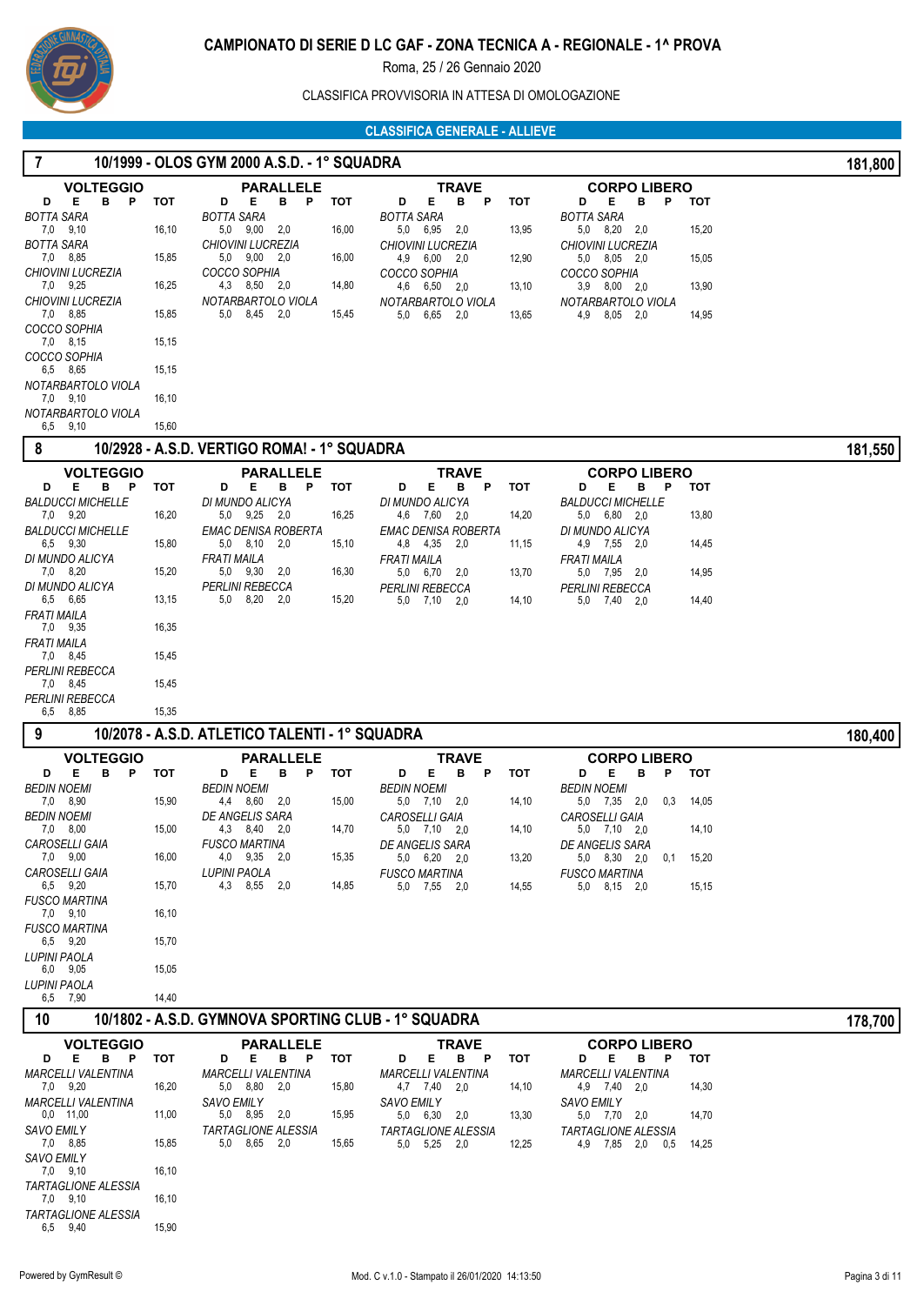# CAMPIONATO DI SERIE D LC GAF - ZONA TECNICA A - REGIONALE - 1^ PROVA

Roma, 25 / 26 Gennaio 2020

CLASSIFICA PROVVISORIA IN ATTESA DI OMOLOGAZIONE

## CLASSIFICA GENERALE - ALLIEVE

### 7 — 10/1999 - OLOS GYM 2000 A.S.D. - 1° SQUADRA — 181,800

**VOLTEGGIO**

| Atleta | D | E | B | P | TOT |
|---|---|---|---|---|---|
| *BOTTA SARA* | 7,0 | 9,10 | | | 16,10 |
| *BOTTA SARA* | 7,0 | 8,85 | | | 15,85 |
| *CHIOVINI LUCREZIA* | 7,0 | 9,25 | | | 16,25 |
| *CHIOVINI LUCREZIA* | 7,0 | 8,85 | | | 15,85 |
| *COCCO SOPHIA* | 7,0 | 8,15 | | | 15,15 |
| *COCCO SOPHIA* | 6,5 | 8,65 | | | 15,15 |
| *NOTARBARTOLO VIOLA* | 7,0 | 9,10 | | | 16,10 |
| *NOTARBARTOLO VIOLA* | 6,5 | 9,10 | | | 15,60 |

**PARALLELE**

| Atleta | D | E | B | P | TOT |
|---|---|---|---|---|---|
| *BOTTA SARA* | 5,0 | 9,00 | 2,0 | | 16,00 |
| *CHIOVINI LUCREZIA* | 5,0 | 9,00 | 2,0 | | 16,00 |
| *COCCO SOPHIA* | 4,3 | 8,50 | 2,0 | | 14,80 |
| *NOTARBARTOLO VIOLA* | 5,0 | 8,45 | 2,0 | | 15,45 |

**TRAVE**

| Atleta | D | E | B | P | TOT |
|---|---|---|---|---|---|
| *BOTTA SARA* | 5,0 | 6,95 | 2,0 | | 13,95 |
| *CHIOVINI LUCREZIA* | 4,9 | 6,00 | 2,0 | | 12,90 |
| *COCCO SOPHIA* | 4,6 | 6,50 | 2,0 | | 13,10 |
| *NOTARBARTOLO VIOLA* | 5,0 | 6,65 | 2,0 | | 13,65 |

**CORPO LIBERO**

| Atleta | D | E | B | P | TOT |
|---|---|---|---|---|---|
| *BOTTA SARA* | 5,0 | 8,20 | 2,0 | | 15,20 |
| *CHIOVINI LUCREZIA* | 5,0 | 8,05 | 2,0 | | 15,05 |
| *COCCO SOPHIA* | 3,9 | 8,00 | 2,0 | | 13,90 |
| *NOTARBARTOLO VIOLA* | 4,9 | 8,05 | 2,0 | | 14,95 |

### 8 — 10/2928 - A.S.D. VERTIGO ROMA! - 1° SQUADRA — 181,550

**VOLTEGGIO**

| Atleta | D | E | B | P | TOT |
|---|---|---|---|---|---|
| *BALDUCCI MICHELLE* | 7,0 | 9,20 | | | 16,20 |
| *BALDUCCI MICHELLE* | 6,5 | 9,30 | | | 15,80 |
| *DI MUNDO ALICYA* | 7,0 | 8,20 | | | 15,20 |
| *DI MUNDO ALICYA* | 6,5 | 6,65 | | | 13,15 |
| *FRATI MAILA* | 7,0 | 9,35 | | | 16,35 |
| *FRATI MAILA* | 7,0 | 8,45 | | | 15,45 |
| *PERLINI REBECCA* | 7,0 | 8,45 | | | 15,45 |
| *PERLINI REBECCA* | 6,5 | 8,85 | | | 15,35 |

**PARALLELE**

| Atleta | D | E | B | P | TOT |
|---|---|---|---|---|---|
| *DI MUNDO ALICYA* | 5,0 | 9,25 | 2,0 | | 16,25 |
| *EMAC DENISA ROBERTA* | 5,0 | 8,10 | 2,0 | | 15,10 |
| *FRATI MAILA* | 5,0 | 9,30 | 2,0 | | 16,30 |
| *PERLINI REBECCA* | 5,0 | 8,20 | 2,0 | | 15,20 |

**TRAVE**

| Atleta | D | E | B | P | TOT |
|---|---|---|---|---|---|
| *DI MUNDO ALICYA* | 4,6 | 7,60 | 2,0 | | 14,20 |
| *EMAC DENISA ROBERTA* | 4,8 | 4,35 | 2,0 | | 11,15 |
| *FRATI MAILA* | 5,0 | 6,70 | 2,0 | | 13,70 |
| *PERLINI REBECCA* | 5,0 | 7,10 | 2,0 | | 14,10 |

**CORPO LIBERO**

| Atleta | D | E | B | P | TOT |
|---|---|---|---|---|---|
| *BALDUCCI MICHELLE* | 5,0 | 6,80 | 2,0 | | 13,80 |
| *DI MUNDO ALICYA* | 4,9 | 7,55 | 2,0 | | 14,45 |
| *FRATI MAILA* | 5,0 | 7,95 | 2,0 | | 14,95 |
| *PERLINI REBECCA* | 5,0 | 7,40 | 2,0 | | 14,40 |

### 9 — 10/2078 - A.S.D. ATLETICO TALENTI - 1° SQUADRA — 180,400

**VOLTEGGIO**

| Atleta | D | E | B | P | TOT |
|---|---|---|---|---|---|
| *BEDIN NOEMI* | 7,0 | 8,90 | | | 15,90 |
| *BEDIN NOEMI* | 7,0 | 8,00 | | | 15,00 |
| *CAROSELLI GAIA* | 7,0 | 9,00 | | | 16,00 |
| *CAROSELLI GAIA* | 6,5 | 9,20 | | | 15,70 |
| *FUSCO MARTINA* | 7,0 | 9,10 | | | 16,10 |
| *FUSCO MARTINA* | 6,5 | 9,20 | | | 15,70 |
| *LUPINI PAOLA* | 6,0 | 9,05 | | | 15,05 |
| *LUPINI PAOLA* | 6,5 | 7,90 | | | 14,40 |

**PARALLELE**

| Atleta | D | E | B | P | TOT |
|---|---|---|---|---|---|
| *BEDIN NOEMI* | 4,4 | 8,60 | 2,0 | | 15,00 |
| *DE ANGELIS SARA* | 4,3 | 8,40 | 2,0 | | 14,70 |
| *FUSCO MARTINA* | 4,0 | 9,35 | 2,0 | | 15,35 |
| *LUPINI PAOLA* | 4,3 | 8,55 | 2,0 | | 14,85 |

**TRAVE**

| Atleta | D | E | B | P | TOT |
|---|---|---|---|---|---|
| *BEDIN NOEMI* | 5,0 | 7,10 | 2,0 | | 14,10 |
| *CAROSELLI GAIA* | 5,0 | 7,10 | 2,0 | | 14,10 |
| *DE ANGELIS SARA* | 5,0 | 6,20 | 2,0 | | 13,20 |
| *FUSCO MARTINA* | 5,0 | 7,55 | 2,0 | | 14,55 |

**CORPO LIBERO**

| Atleta | D | E | B | P | TOT |
|---|---|---|---|---|---|
| *BEDIN NOEMI* | 5,0 | 7,35 | 2,0 | 0,3 | 14,05 |
| *CAROSELLI GAIA* | 5,0 | 7,10 | 2,0 | | 14,10 |
| *DE ANGELIS SARA* | 5,0 | 8,30 | 2,0 | 0,1 | 15,20 |
| *FUSCO MARTINA* | 5,0 | 8,15 | 2,0 | | 15,15 |

### 10 — 10/1802 - A.S.D. GYMNOVA SPORTING CLUB - 1° SQUADRA — 178,700

**VOLTEGGIO**

| Atleta | D | E | B | P | TOT |
|---|---|---|---|---|---|
| *MARCELLI VALENTINA* | 7,0 | 9,20 | | | 16,20 |
| *MARCELLI VALENTINA* | 0,0 | 11,00 | | | 11,00 |
| *SAVO EMILY* | 7,0 | 8,85 | | | 15,85 |
| *SAVO EMILY* | 7,0 | 9,10 | | | 16,10 |
| *TARTAGLIONE ALESSIA* | 7,0 | 9,10 | | | 16,10 |
| *TARTAGLIONE ALESSIA* | 6,5 | 9,40 | | | 15,90 |

**PARALLELE**

| Atleta | D | E | B | P | TOT |
|---|---|---|---|---|---|
| *MARCELLI VALENTINA* | 5,0 | 8,80 | 2,0 | | 15,80 |
| *SAVO EMILY* | 5,0 | 8,95 | 2,0 | | 15,95 |
| *TARTAGLIONE ALESSIA* | 5,0 | 8,65 | 2,0 | | 15,65 |

**TRAVE**

| Atleta | D | E | B | P | TOT |
|---|---|---|---|---|---|
| *MARCELLI VALENTINA* | 4,7 | 7,40 | 2,0 | | 14,10 |
| *SAVO EMILY* | 5,0 | 6,30 | 2,0 | | 13,30 |
| *TARTAGLIONE ALESSIA* | 5,0 | 5,25 | 2,0 | | 12,25 |

**CORPO LIBERO**

| Atleta | D | E | B | P | TOT |
|---|---|---|---|---|---|
| *MARCELLI VALENTINA* | 4,9 | 7,40 | 2,0 | | 14,30 |
| *SAVO EMILY* | 5,0 | 7,70 | 2,0 | | 14,70 |
| *TARTAGLIONE ALESSIA* | 4,9 | 7,85 | 2,0 | 0,5 | 14,25 |

Powered by GymResult © — Mod. C v.1.0 - Stampato il 26/01/2020 14:13:50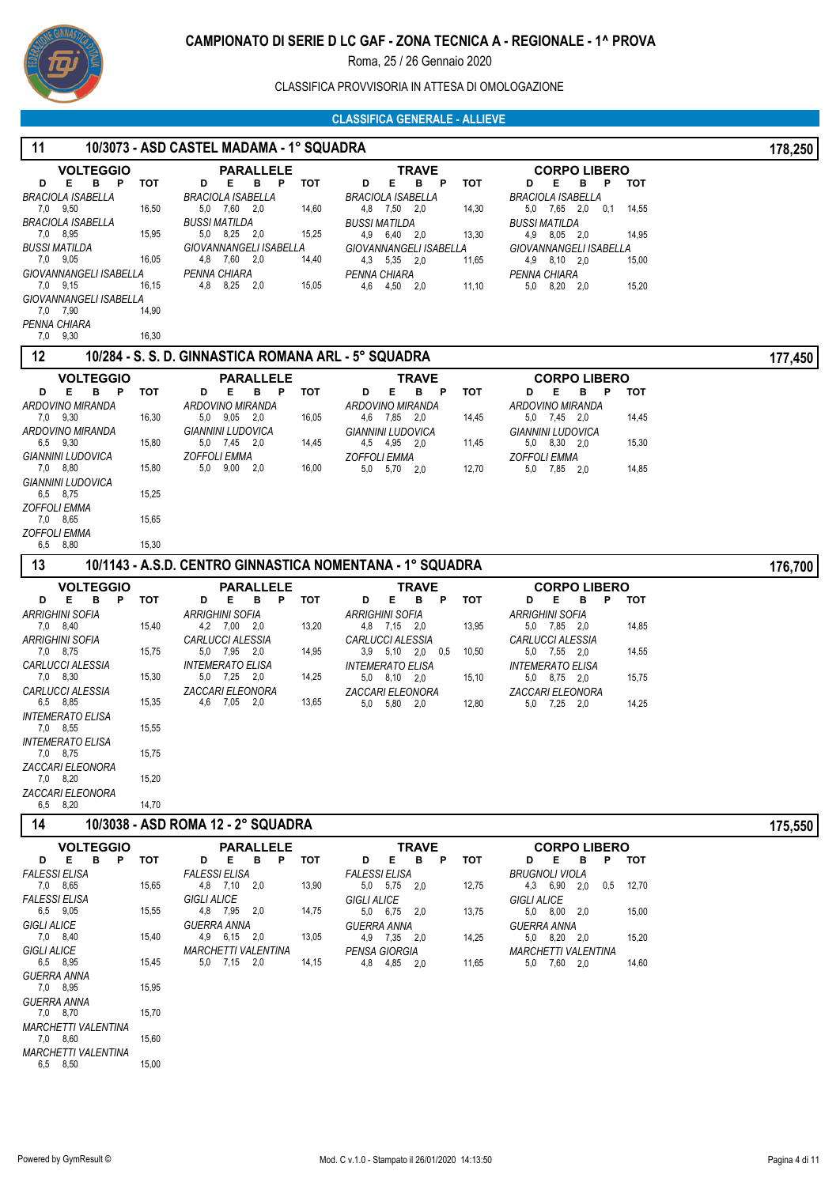# CAMPIONATO DI SERIE D LC GAF - ZONA TECNICA A - REGIONALE - 1^ PROVA

Roma, 25 / 26 Gennaio 2020

CLASSIFICA PROVVISORIA IN ATTESA DI OMOLOGAZIONE

## CLASSIFICA GENERALE - ALLIEVE

### 11 — 10/3073 - ASD CASTEL MADAMA - 1° SQUADRA — 178,250

**VOLTEGGIO**

| Atleta | D | E | B | P | TOT |
|---|---|---|---|---|---|
| BRACIOLA ISABELLA | 7,0 | 9,50 | | | 16,50 |
| BRACIOLA ISABELLA | 7,0 | 8,95 | | | 15,95 |
| BUSSI MATILDA | 7,0 | 9,05 | | | 16,05 |
| GIOVANNANGELI ISABELLA | 7,0 | 9,15 | | | 16,15 |
| GIOVANNANGELI ISABELLA | 7,0 | 7,90 | | | 14,90 |
| PENNA CHIARA | 7,0 | 9,30 | | | 16,30 |

**PARALLELE**

| Atleta | D | E | B | P | TOT |
|---|---|---|---|---|---|
| BRACIOLA ISABELLA | 5,0 | 7,60 | 2,0 | | 14,60 |
| BUSSI MATILDA | 5,0 | 8,25 | 2,0 | | 15,25 |
| GIOVANNANGELI ISABELLA | 4,8 | 7,60 | 2,0 | | 14,40 |
| PENNA CHIARA | 4,8 | 8,25 | 2,0 | | 15,05 |

**TRAVE**

| Atleta | D | E | B | P | TOT |
|---|---|---|---|---|---|
| BRACIOLA ISABELLA | 4,8 | 7,50 | 2,0 | | 14,30 |
| BUSSI MATILDA | 4,9 | 6,40 | 2,0 | | 13,30 |
| GIOVANNANGELI ISABELLA | 4,3 | 5,35 | 2,0 | | 11,65 |
| PENNA CHIARA | 4,6 | 4,50 | 2,0 | | 11,10 |

**CORPO LIBERO**

| Atleta | D | E | B | P | TOT |
|---|---|---|---|---|---|
| BRACIOLA ISABELLA | 5,0 | 7,65 | 2,0 | 0,1 | 14,55 |
| BUSSI MATILDA | 4,9 | 8,05 | 2,0 | | 14,95 |
| GIOVANNANGELI ISABELLA | 4,9 | 8,10 | 2,0 | | 15,00 |
| PENNA CHIARA | 5,0 | 8,20 | 2,0 | | 15,20 |

### 12 — 10/284 - S. S. D. GINNASTICA ROMANA ARL - 5° SQUADRA — 177,450

**VOLTEGGIO**

| Atleta | D | E | B | P | TOT |
|---|---|---|---|---|---|
| ARDOVINO MIRANDA | 7,0 | 9,30 | | | 16,30 |
| ARDOVINO MIRANDA | 6,5 | 9,30 | | | 15,80 |
| GIANNINI LUDOVICA | 7,0 | 8,80 | | | 15,80 |
| GIANNINI LUDOVICA | 6,5 | 8,75 | | | 15,25 |
| ZOFFOLI EMMA | 7,0 | 8,65 | | | 15,65 |
| ZOFFOLI EMMA | 6,5 | 8,80 | | | 15,30 |

**PARALLELE**

| Atleta | D | E | B | P | TOT |
|---|---|---|---|---|---|
| ARDOVINO MIRANDA | 5,0 | 9,05 | 2,0 | | 16,05 |
| GIANNINI LUDOVICA | 5,0 | 7,45 | 2,0 | | 14,45 |
| ZOFFOLI EMMA | 5,0 | 9,00 | 2,0 | | 16,00 |

**TRAVE**

| Atleta | D | E | B | P | TOT |
|---|---|---|---|---|---|
| ARDOVINO MIRANDA | 4,6 | 7,85 | 2,0 | | 14,45 |
| GIANNINI LUDOVICA | 4,5 | 4,95 | 2,0 | | 11,45 |
| ZOFFOLI EMMA | 5,0 | 5,70 | 2,0 | | 12,70 |

**CORPO LIBERO**

| Atleta | D | E | B | P | TOT |
|---|---|---|---|---|---|
| ARDOVINO MIRANDA | 5,0 | 7,45 | 2,0 | | 14,45 |
| GIANNINI LUDOVICA | 5,0 | 8,30 | 2,0 | | 15,30 |
| ZOFFOLI EMMA | 5,0 | 7,85 | 2,0 | | 14,85 |

### 13 — 10/1143 - A.S.D. CENTRO GINNASTICA NOMENTANA - 1° SQUADRA — 176,700

**VOLTEGGIO**

| Atleta | D | E | B | P | TOT |
|---|---|---|---|---|---|
| ARRIGHINI SOFIA | 7,0 | 8,40 | | | 15,40 |
| ARRIGHINI SOFIA | 7,0 | 8,75 | | | 15,75 |
| CARLUCCI ALESSIA | 7,0 | 8,30 | | | 15,30 |
| CARLUCCI ALESSIA | 6,5 | 8,85 | | | 15,35 |
| INTEMERATO ELISA | 7,0 | 8,55 | | | 15,55 |
| INTEMERATO ELISA | 7,0 | 8,75 | | | 15,75 |
| ZACCARI ELEONORA | 7,0 | 8,20 | | | 15,20 |
| ZACCARI ELEONORA | 6,5 | 8,20 | | | 14,70 |

**PARALLELE**

| Atleta | D | E | B | P | TOT |
|---|---|---|---|---|---|
| ARRIGHINI SOFIA | 4,2 | 7,00 | 2,0 | | 13,20 |
| CARLUCCI ALESSIA | 5,0 | 7,95 | 2,0 | | 14,95 |
| INTEMERATO ELISA | 5,0 | 7,25 | 2,0 | | 14,25 |
| ZACCARI ELEONORA | 4,6 | 7,05 | 2,0 | | 13,65 |

**TRAVE**

| Atleta | D | E | B | P | TOT |
|---|---|---|---|---|---|
| ARRIGHINI SOFIA | 4,8 | 7,15 | 2,0 | | 13,95 |
| CARLUCCI ALESSIA | 3,9 | 5,10 | 2,0 | 0,5 | 10,50 |
| INTEMERATO ELISA | 5,0 | 8,10 | 2,0 | | 15,10 |
| ZACCARI ELEONORA | 5,0 | 5,80 | 2,0 | | 12,80 |

**CORPO LIBERO**

| Atleta | D | E | B | P | TOT |
|---|---|---|---|---|---|
| ARRIGHINI SOFIA | 5,0 | 7,85 | 2,0 | | 14,85 |
| CARLUCCI ALESSIA | 5,0 | 7,55 | 2,0 | | 14,55 |
| INTEMERATO ELISA | 5,0 | 8,75 | 2,0 | | 15,75 |
| ZACCARI ELEONORA | 5,0 | 7,25 | 2,0 | | 14,25 |

### 14 — 10/3038 - ASD ROMA 12 - 2° SQUADRA — 175,550

**VOLTEGGIO**

| Atleta | D | E | B | P | TOT |
|---|---|---|---|---|---|
| FALESSI ELISA | 7,0 | 8,65 | | | 15,65 |
| FALESSI ELISA | 6,5 | 9,05 | | | 15,55 |
| GIGLI ALICE | 7,0 | 8,40 | | | 15,40 |
| GIGLI ALICE | 6,5 | 8,95 | | | 15,45 |
| GUERRA ANNA | 7,0 | 8,95 | | | 15,95 |
| GUERRA ANNA | 7,0 | 8,70 | | | 15,70 |
| MARCHETTI VALENTINA | 7,0 | 8,60 | | | 15,60 |
| MARCHETTI VALENTINA | 6,5 | 8,50 | | | 15,00 |

**PARALLELE**

| Atleta | D | E | B | P | TOT |
|---|---|---|---|---|---|
| FALESSI ELISA | 4,8 | 7,10 | 2,0 | | 13,90 |
| GIGLI ALICE | 4,8 | 7,95 | 2,0 | | 14,75 |
| GUERRA ANNA | 4,9 | 6,15 | 2,0 | | 13,05 |
| MARCHETTI VALENTINA | 5,0 | 7,15 | 2,0 | | 14,15 |

**TRAVE**

| Atleta | D | E | B | P | TOT |
|---|---|---|---|---|---|
| FALESSI ELISA | 5,0 | 5,75 | 2,0 | | 12,75 |
| GIGLI ALICE | 5,0 | 6,75 | 2,0 | | 13,75 |
| GUERRA ANNA | 4,9 | 7,35 | 2,0 | | 14,25 |
| PENSA GIORGIA | 4,8 | 4,85 | 2,0 | | 11,65 |

**CORPO LIBERO**

| Atleta | D | E | B | P | TOT |
|---|---|---|---|---|---|
| BRUGNOLI VIOLA | 4,3 | 6,90 | 2,0 | 0,5 | 12,70 |
| GIGLI ALICE | 5,0 | 8,00 | 2,0 | | 15,00 |
| GUERRA ANNA | 5,0 | 8,20 | 2,0 | | 15,20 |
| MARCHETTI VALENTINA | 5,0 | 7,60 | 2,0 | | 14,60 |

Powered by GymResult © — Mod. C v.1.0 - Stampato il 26/01/2020 14:13:50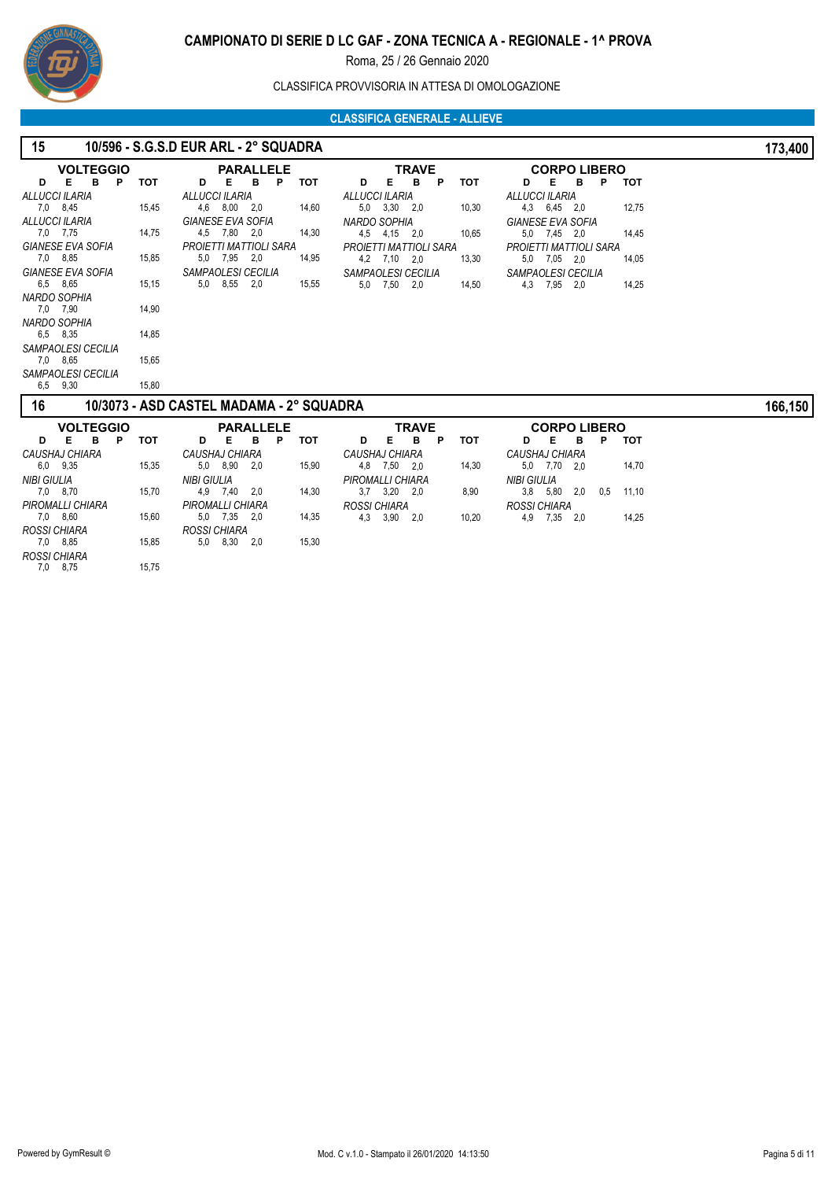# CAMPIONATO DI SERIE D LC GAF - ZONA TECNICA A - REGIONALE - 1^ PROVA

Roma, 25 / 26 Gennaio 2020

CLASSIFICA PROVVISORIA IN ATTESA DI OMOLOGAZIONE

## CLASSIFICA GENERALE - ALLIEVE

### 15 — 10/596 - S.G.S.D EUR ARL - 2° SQUADRA — 173,400

**VOLTEGGIO**

| Ginnasta | D | E | B | P | TOT |
|---|---|---|---|---|---|
| ALLUCCI ILARIA | 7,0 | 8,45 | | | 15,45 |
| ALLUCCI ILARIA | 7,0 | 7,75 | | | 14,75 |
| GIANESE EVA SOFIA | 7,0 | 8,85 | | | 15,85 |
| GIANESE EVA SOFIA | 6,5 | 8,65 | | | 15,15 |
| NARDO SOPHIA | 7,0 | 7,90 | | | 14,90 |
| NARDO SOPHIA | 6,5 | 8,35 | | | 14,85 |
| SAMPAOLESI CECILIA | 7,0 | 8,65 | | | 15,65 |
| SAMPAOLESI CECILIA | 6,5 | 9,30 | | | 15,80 |

**PARALLELE**

| Ginnasta | D | E | B | P | TOT |
|---|---|---|---|---|---|
| ALLUCCI ILARIA | 4,6 | 8,00 | 2,0 | | 14,60 |
| GIANESE EVA SOFIA | 4,5 | 7,80 | 2,0 | | 14,30 |
| PROIETTI MATTIOLI SARA | 5,0 | 7,95 | 2,0 | | 14,95 |
| SAMPAOLESI CECILIA | 5,0 | 8,55 | 2,0 | | 15,55 |

**TRAVE**

| Ginnasta | D | E | B | P | TOT |
|---|---|---|---|---|---|
| ALLUCCI ILARIA | 5,0 | 3,30 | 2,0 | | 10,30 |
| NARDO SOPHIA | 4,5 | 4,15 | 2,0 | | 10,65 |
| PROIETTI MATTIOLI SARA | 4,2 | 7,10 | 2,0 | | 13,30 |
| SAMPAOLESI CECILIA | 5,0 | 7,50 | 2,0 | | 14,50 |

**CORPO LIBERO**

| Ginnasta | D | E | B | P | TOT |
|---|---|---|---|---|---|
| ALLUCCI ILARIA | 4,3 | 6,45 | 2,0 | | 12,75 |
| GIANESE EVA SOFIA | 5,0 | 7,45 | 2,0 | | 14,45 |
| PROIETTI MATTIOLI SARA | 5,0 | 7,05 | 2,0 | | 14,05 |
| SAMPAOLESI CECILIA | 4,3 | 7,95 | 2,0 | | 14,25 |

### 16 — 10/3073 - ASD CASTEL MADAMA - 2° SQUADRA — 166,150

**VOLTEGGIO**

| Ginnasta | D | E | B | P | TOT |
|---|---|---|---|---|---|
| CAUSHAJ CHIARA | 6,0 | 9,35 | | | 15,35 |
| NIBI GIULIA | 7,0 | 8,70 | | | 15,70 |
| PIROMALLI CHIARA | 7,0 | 8,60 | | | 15,60 |
| ROSSI CHIARA | 7,0 | 8,85 | | | 15,85 |
| ROSSI CHIARA | 7,0 | 8,75 | | | 15,75 |

**PARALLELE**

| Ginnasta | D | E | B | P | TOT |
|---|---|---|---|---|---|
| CAUSHAJ CHIARA | 5,0 | 8,90 | 2,0 | | 15,90 |
| NIBI GIULIA | 4,9 | 7,40 | 2,0 | | 14,30 |
| PIROMALLI CHIARA | 5,0 | 7,35 | 2,0 | | 14,35 |
| ROSSI CHIARA | 5,0 | 8,30 | 2,0 | | 15,30 |

**TRAVE**

| Ginnasta | D | E | B | P | TOT |
|---|---|---|---|---|---|
| CAUSHAJ CHIARA | 4,8 | 7,50 | 2,0 | | 14,30 |
| PIROMALLI CHIARA | 3,7 | 3,20 | 2,0 | | 8,90 |
| ROSSI CHIARA | 4,3 | 3,90 | 2,0 | | 10,20 |

**CORPO LIBERO**

| Ginnasta | D | E | B | P | TOT |
|---|---|---|---|---|---|
| CAUSHAJ CHIARA | 5,0 | 7,70 | 2,0 | | 14,70 |
| NIBI GIULIA | 3,8 | 5,80 | 2,0 | 0,5 | 11,10 |
| ROSSI CHIARA | 4,9 | 7,35 | 2,0 | | 14,25 |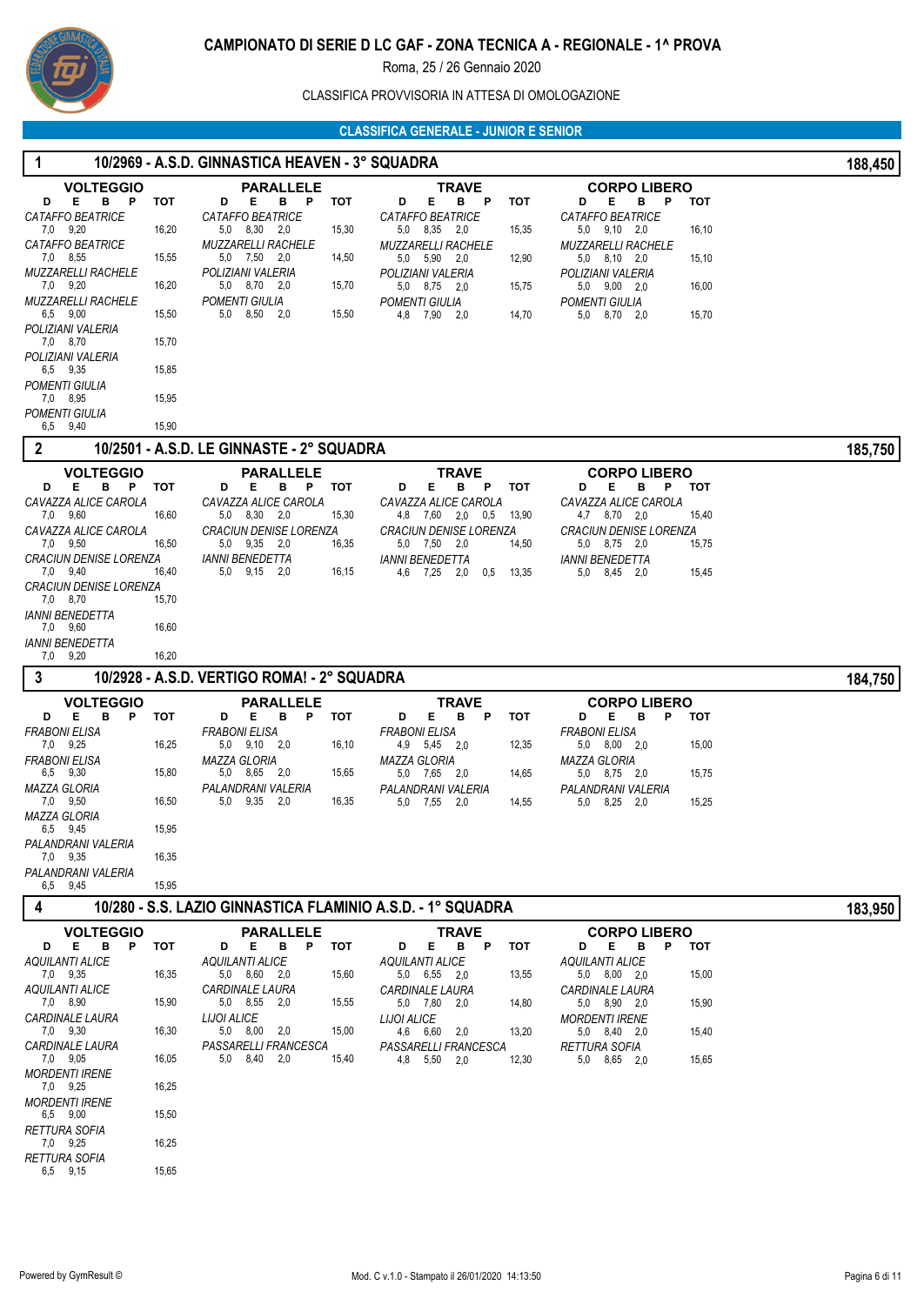# CAMPIONATO DI SERIE D LC GAF - ZONA TECNICA A - REGIONALE - 1^ PROVA

Roma, 25 / 26 Gennaio 2020

CLASSIFICA PROVVISORIA IN ATTESA DI OMOLOGAZIONE

## CLASSIFICA GENERALE - JUNIOR E SENIOR

### 1 — 10/2969 - A.S.D. GINNASTICA HEAVEN - 3° SQUADRA — 188,450

**VOLTEGGIO**

| Ginnasta | D | E | B | P | TOT |
|---|---|---|---|---|---|
| *CATAFFO BEATRICE* | 7,0 | 9,20 | | | 16,20 |
| *CATAFFO BEATRICE* | 7,0 | 8,55 | | | 15,55 |
| *MUZZARELLI RACHELE* | 7,0 | 9,20 | | | 16,20 |
| *MUZZARELLI RACHELE* | 6,5 | 9,00 | | | 15,50 |
| *POLIZIANI VALERIA* | 7,0 | 8,70 | | | 15,70 |
| *POLIZIANI VALERIA* | 6,5 | 9,35 | | | 15,85 |
| *POMENTI GIULIA* | 7,0 | 8,95 | | | 15,95 |
| *POMENTI GIULIA* | 6,5 | 9,40 | | | 15,90 |

**PARALLELE**

| Ginnasta | D | E | B | P | TOT |
|---|---|---|---|---|---|
| *CATAFFO BEATRICE* | 5,0 | 8,30 | 2,0 | | 15,30 |
| *MUZZARELLI RACHELE* | 5,0 | 7,50 | 2,0 | | 14,50 |
| *POLIZIANI VALERIA* | 5,0 | 8,70 | 2,0 | | 15,70 |
| *POMENTI GIULIA* | 5,0 | 8,50 | 2,0 | | 15,50 |

**TRAVE**

| Ginnasta | D | E | B | P | TOT |
|---|---|---|---|---|---|
| *CATAFFO BEATRICE* | 5,0 | 8,35 | 2,0 | | 15,35 |
| *MUZZARELLI RACHELE* | 5,0 | 5,90 | 2,0 | | 12,90 |
| *POLIZIANI VALERIA* | 5,0 | 8,75 | 2,0 | | 15,75 |
| *POMENTI GIULIA* | 4,8 | 7,90 | 2,0 | | 14,70 |

**CORPO LIBERO**

| Ginnasta | D | E | B | P | TOT |
|---|---|---|---|---|---|
| *CATAFFO BEATRICE* | 5,0 | 9,10 | 2,0 | | 16,10 |
| *MUZZARELLI RACHELE* | 5,0 | 8,10 | 2,0 | | 15,10 |
| *POLIZIANI VALERIA* | 5,0 | 9,00 | 2,0 | | 16,00 |
| *POMENTI GIULIA* | 5,0 | 8,70 | 2,0 | | 15,70 |

### 2 — 10/2501 - A.S.D. LE GINNASTE - 2° SQUADRA — 185,750

**VOLTEGGIO**

| Ginnasta | D | E | B | P | TOT |
|---|---|---|---|---|---|
| *CAVAZZA ALICE CAROLA* | 7,0 | 9,60 | | | 16,60 |
| *CAVAZZA ALICE CAROLA* | 7,0 | 9,50 | | | 16,50 |
| *CRACIUN DENISE LORENZA* | 7,0 | 9,40 | | | 16,40 |
| *CRACIUN DENISE LORENZA* | 7,0 | 8,70 | | | 15,70 |
| *IANNI BENEDETTA* | 7,0 | 9,60 | | | 16,60 |
| *IANNI BENEDETTA* | 7,0 | 9,20 | | | 16,20 |

**PARALLELE**

| Ginnasta | D | E | B | P | TOT |
|---|---|---|---|---|---|
| *CAVAZZA ALICE CAROLA* | 5,0 | 8,30 | 2,0 | | 15,30 |
| *CRACIUN DENISE LORENZA* | 5,0 | 9,35 | 2,0 | | 16,35 |
| *IANNI BENEDETTA* | 5,0 | 9,15 | 2,0 | | 16,15 |

**TRAVE**

| Ginnasta | D | E | B | P | TOT |
|---|---|---|---|---|---|
| *CAVAZZA ALICE CAROLA* | 4,8 | 7,60 | 2,0 | 0,5 | 13,90 |
| *CRACIUN DENISE LORENZA* | 5,0 | 7,50 | 2,0 | | 14,50 |
| *IANNI BENEDETTA* | 4,6 | 7,25 | 2,0 | 0,5 | 13,35 |

**CORPO LIBERO**

| Ginnasta | D | E | B | P | TOT |
|---|---|---|---|---|---|
| *CAVAZZA ALICE CAROLA* | 4,7 | 8,70 | 2,0 | | 15,40 |
| *CRACIUN DENISE LORENZA* | 5,0 | 8,75 | 2,0 | | 15,75 |
| *IANNI BENEDETTA* | 5,0 | 8,45 | 2,0 | | 15,45 |

### 3 — 10/2928 - A.S.D. VERTIGO ROMA! - 2° SQUADRA — 184,750

**VOLTEGGIO**

| Ginnasta | D | E | B | P | TOT |
|---|---|---|---|---|---|
| *FRABONI ELISA* | 7,0 | 9,25 | | | 16,25 |
| *FRABONI ELISA* | 6,5 | 9,30 | | | 15,80 |
| *MAZZA GLORIA* | 7,0 | 9,50 | | | 16,50 |
| *MAZZA GLORIA* | 6,5 | 9,45 | | | 15,95 |
| *PALANDRANI VALERIA* | 7,0 | 9,35 | | | 16,35 |
| *PALANDRANI VALERIA* | 6,5 | 9,45 | | | 15,95 |

**PARALLELE**

| Ginnasta | D | E | B | P | TOT |
|---|---|---|---|---|---|
| *FRABONI ELISA* | 5,0 | 9,10 | 2,0 | | 16,10 |
| *MAZZA GLORIA* | 5,0 | 8,65 | 2,0 | | 15,65 |
| *PALANDRANI VALERIA* | 5,0 | 9,35 | 2,0 | | 16,35 |

**TRAVE**

| Ginnasta | D | E | B | P | TOT |
|---|---|---|---|---|---|
| *FRABONI ELISA* | 4,9 | 5,45 | 2,0 | | 12,35 |
| *MAZZA GLORIA* | 5,0 | 7,65 | 2,0 | | 14,65 |
| *PALANDRANI VALERIA* | 5,0 | 7,55 | 2,0 | | 14,55 |

**CORPO LIBERO**

| Ginnasta | D | E | B | P | TOT |
|---|---|---|---|---|---|
| *FRABONI ELISA* | 5,0 | 8,00 | 2,0 | | 15,00 |
| *MAZZA GLORIA* | 5,0 | 8,75 | 2,0 | | 15,75 |
| *PALANDRANI VALERIA* | 5,0 | 8,25 | 2,0 | | 15,25 |

### 4 — 10/280 - S.S. LAZIO GINNASTICA FLAMINIO A.S.D. - 1° SQUADRA — 183,950

**VOLTEGGIO**

| Ginnasta | D | E | B | P | TOT |
|---|---|---|---|---|---|
| *AQUILANTI ALICE* | 7,0 | 9,35 | | | 16,35 |
| *AQUILANTI ALICE* | 7,0 | 8,90 | | | 15,90 |
| *CARDINALE LAURA* | 7,0 | 9,30 | | | 16,30 |
| *CARDINALE LAURA* | 7,0 | 9,05 | | | 16,05 |
| *MORDENTI IRENE* | 7,0 | 9,25 | | | 16,25 |
| *MORDENTI IRENE* | 6,5 | 9,00 | | | 15,50 |
| *RETTURA SOFIA* | 7,0 | 9,25 | | | 16,25 |
| *RETTURA SOFIA* | 6,5 | 9,15 | | | 15,65 |

**PARALLELE**

| Ginnasta | D | E | B | P | TOT |
|---|---|---|---|---|---|
| *AQUILANTI ALICE* | 5,0 | 8,60 | 2,0 | | 15,60 |
| *CARDINALE LAURA* | 5,0 | 8,55 | 2,0 | | 15,55 |
| *LIJOI ALICE* | 5,0 | 8,00 | 2,0 | | 15,00 |
| *PASSARELLI FRANCESCA* | 5,0 | 8,40 | 2,0 | | 15,40 |

**TRAVE**

| Ginnasta | D | E | B | P | TOT |
|---|---|---|---|---|---|
| *AQUILANTI ALICE* | 5,0 | 6,55 | 2,0 | | 13,55 |
| *CARDINALE LAURA* | 5,0 | 7,80 | 2,0 | | 14,80 |
| *LIJOI ALICE* | 4,6 | 6,60 | 2,0 | | 13,20 |
| *PASSARELLI FRANCESCA* | 4,8 | 5,50 | 2,0 | | 12,30 |

**CORPO LIBERO**

| Ginnasta | D | E | B | P | TOT |
|---|---|---|---|---|---|
| *AQUILANTI ALICE* | 5,0 | 8,00 | 2,0 | | 15,00 |
| *CARDINALE LAURA* | 5,0 | 8,90 | 2,0 | | 15,90 |
| *MORDENTI IRENE* | 5,0 | 8,40 | 2,0 | | 15,40 |
| *RETTURA SOFIA* | 5,0 | 8,65 | 2,0 | | 15,65 |

Powered by GymResult © — Mod. C v.1.0 - Stampato il 26/01/2020 14:13:50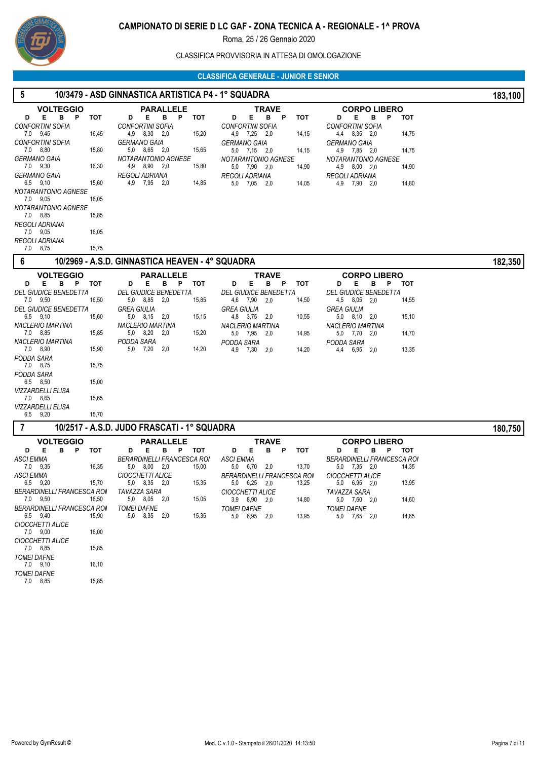# CAMPIONATO DI SERIE D LC GAF - ZONA TECNICA A - REGIONALE - 1^ PROVA

Roma, 25 / 26 Gennaio 2020

CLASSIFICA PROVVISORIA IN ATTESA DI OMOLOGAZIONE

## CLASSIFICA GENERALE - JUNIOR E SENIOR

### 5 — 10/3479 - ASD GINNASTICA ARTISTICA P4 - 1° SQUADRA — 183,100

**VOLTEGGIO**

| Ginnasta | D | E | B | P | TOT |
|---|---|---|---|---|---|
| CONFORTINI SOFIA | 7,0 | 9,45 | | | 16,45 |
| CONFORTINI SOFIA | 7,0 | 8,80 | | | 15,80 |
| GERMANO GAIA | 7,0 | 9,30 | | | 16,30 |
| GERMANO GAIA | 6,5 | 9,10 | | | 15,60 |
| NOTARANTONIO AGNESE | 7,0 | 9,05 | | | 16,05 |
| NOTARANTONIO AGNESE | 7,0 | 8,85 | | | 15,85 |
| REGOLI ADRIANA | 7,0 | 9,05 | | | 16,05 |
| REGOLI ADRIANA | 7,0 | 8,75 | | | 15,75 |

**PARALLELE**

| Ginnasta | D | E | B | P | TOT |
|---|---|---|---|---|---|
| CONFORTINI SOFIA | 4,9 | 8,30 | 2,0 | | 15,20 |
| GERMANO GAIA | 5,0 | 8,65 | 2,0 | | 15,65 |
| NOTARANTONIO AGNESE | 4,9 | 8,90 | 2,0 | | 15,80 |
| REGOLI ADRIANA | 4,9 | 7,95 | 2,0 | | 14,85 |

**TRAVE**

| Ginnasta | D | E | B | P | TOT |
|---|---|---|---|---|---|
| CONFORTINI SOFIA | 4,9 | 7,25 | 2,0 | | 14,15 |
| GERMANO GAIA | 5,0 | 7,15 | 2,0 | | 14,15 |
| NOTARANTONIO AGNESE | 5,0 | 7,90 | 2,0 | | 14,90 |
| REGOLI ADRIANA | 5,0 | 7,05 | 2,0 | | 14,05 |

**CORPO LIBERO**

| Ginnasta | D | E | B | P | TOT |
|---|---|---|---|---|---|
| CONFORTINI SOFIA | 4,4 | 8,35 | 2,0 | | 14,75 |
| GERMANO GAIA | 4,9 | 7,85 | 2,0 | | 14,75 |
| NOTARANTONIO AGNESE | 4,9 | 8,00 | 2,0 | | 14,90 |
| REGOLI ADRIANA | 4,9 | 7,90 | 2,0 | | 14,80 |

### 6 — 10/2969 - A.S.D. GINNASTICA HEAVEN - 4° SQUADRA — 182,350

**VOLTEGGIO**

| Ginnasta | D | E | B | P | TOT |
|---|---|---|---|---|---|
| DEL GIUDICE BENEDETTA | 7,0 | 9,50 | | | 16,50 |
| DEL GIUDICE BENEDETTA | 6,5 | 9,10 | | | 15,60 |
| NACLERIO MARTINA | 7,0 | 8,85 | | | 15,85 |
| NACLERIO MARTINA | 7,0 | 8,90 | | | 15,90 |
| PODDA SARA | 7,0 | 8,75 | | | 15,75 |
| PODDA SARA | 6,5 | 8,50 | | | 15,00 |
| VIZZARDELLI ELISA | 7,0 | 8,65 | | | 15,65 |
| VIZZARDELLI ELISA | 6,5 | 9,20 | | | 15,70 |

**PARALLELE**

| Ginnasta | D | E | B | P | TOT |
|---|---|---|---|---|---|
| DEL GIUDICE BENEDETTA | 5,0 | 8,85 | 2,0 | | 15,85 |
| GREA GIULIA | 5,0 | 8,15 | 2,0 | | 15,15 |
| NACLERIO MARTINA | 5,0 | 8,20 | 2,0 | | 15,20 |
| PODDA SARA | 5,0 | 7,20 | 2,0 | | 14,20 |

**TRAVE**

| Ginnasta | D | E | B | P | TOT |
|---|---|---|---|---|---|
| DEL GIUDICE BENEDETTA | 4,6 | 7,90 | 2,0 | | 14,50 |
| GREA GIULIA | 4,8 | 3,75 | 2,0 | | 10,55 |
| NACLERIO MARTINA | 5,0 | 7,95 | 2,0 | | 14,95 |
| PODDA SARA | 4,9 | 7,30 | 2,0 | | 14,20 |

**CORPO LIBERO**

| Ginnasta | D | E | B | P | TOT |
|---|---|---|---|---|---|
| DEL GIUDICE BENEDETTA | 4,5 | 8,05 | 2,0 | | 14,55 |
| GREA GIULIA | 5,0 | 8,10 | 2,0 | | 15,10 |
| NACLERIO MARTINA | 5,0 | 7,70 | 2,0 | | 14,70 |
| PODDA SARA | 4,4 | 6,95 | 2,0 | | 13,35 |

### 7 — 10/2517 - A.S.D. JUDO FRASCATI - 1° SQUADRA — 180,750

**VOLTEGGIO**

| Ginnasta | D | E | B | P | TOT |
|---|---|---|---|---|---|
| ASCI EMMA | 7,0 | 9,35 | | | 16,35 |
| ASCI EMMA | 6,5 | 9,20 | | | 15,70 |
| BERARDINELLI FRANCESCA ROI | 7,0 | 9,50 | | | 16,50 |
| BERARDINELLI FRANCESCA ROI | 6,5 | 9,40 | | | 15,90 |
| CIOCCHETTI ALICE | 7,0 | 9,00 | | | 16,00 |
| CIOCCHETTI ALICE | 7,0 | 8,85 | | | 15,85 |
| TOMEI DAFNE | 7,0 | 9,10 | | | 16,10 |
| TOMEI DAFNE | 7,0 | 8,85 | | | 15,85 |

**PARALLELE**

| Ginnasta | D | E | B | P | TOT |
|---|---|---|---|---|---|
| BERARDINELLI FRANCESCA ROI | 5,0 | 8,00 | 2,0 | | 15,00 |
| CIOCCHETTI ALICE | 5,0 | 8,35 | 2,0 | | 15,35 |
| TAVAZZA SARA | 5,0 | 8,05 | 2,0 | | 15,05 |
| TOMEI DAFNE | 5,0 | 8,35 | 2,0 | | 15,35 |

**TRAVE**

| Ginnasta | D | E | B | P | TOT |
|---|---|---|---|---|---|
| ASCI EMMA | 5,0 | 6,70 | 2,0 | | 13,70 |
| BERARDINELLI FRANCESCA ROI | 5,0 | 6,25 | 2,0 | | 13,25 |
| CIOCCHETTI ALICE | 3,9 | 8,90 | 2,0 | | 14,80 |
| TOMEI DAFNE | 5,0 | 6,95 | 2,0 | | 13,95 |

**CORPO LIBERO**

| Ginnasta | D | E | B | P | TOT |
|---|---|---|---|---|---|
| BERARDINELLI FRANCESCA ROI | 5,0 | 7,35 | 2,0 | | 14,35 |
| CIOCCHETTI ALICE | 5,0 | 6,95 | 2,0 | | 13,95 |
| TAVAZZA SARA | 5,0 | 7,60 | 2,0 | | 14,60 |
| TOMEI DAFNE | 5,0 | 7,65 | 2,0 | | 14,65 |

Powered by GymResult © — Mod. C v.1.0 - Stampato il 26/01/2020 14:13:50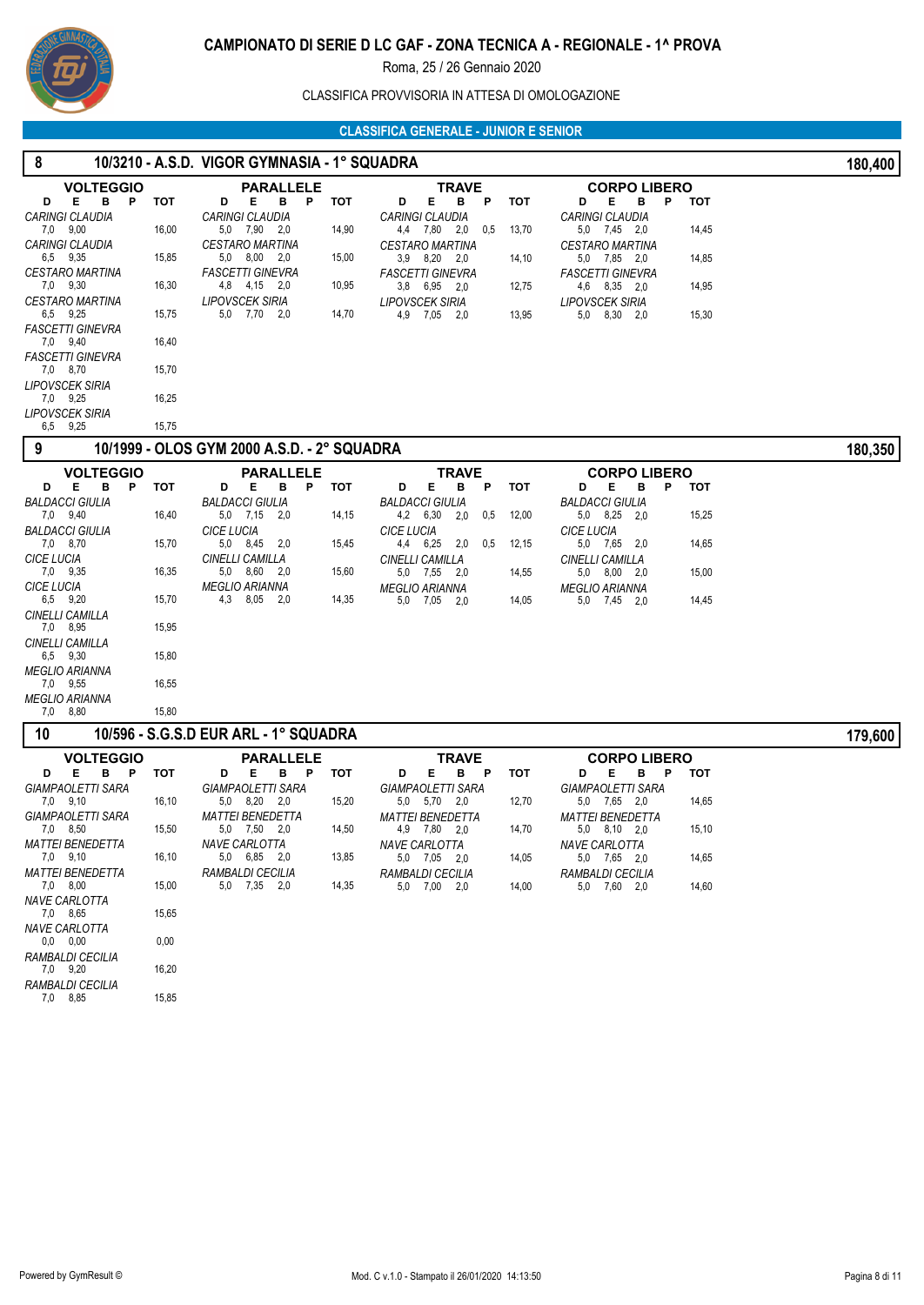# CAMPIONATO DI SERIE D LC GAF - ZONA TECNICA A - REGIONALE - 1^ PROVA

Roma, 25 / 26 Gennaio 2020

CLASSIFICA PROVVISORIA IN ATTESA DI OMOLOGAZIONE

## CLASSIFICA GENERALE - JUNIOR E SENIOR

### 8 — 10/3210 - A.S.D. VIGOR GYMNASIA - 1° SQUADRA — 180,400

**VOLTEGGIO**

| Ginnasta | D | E | B | P | TOT |
|---|---|---|---|---|---|
| CARINGI CLAUDIA | 7,0 | 9,00 | | | 16,00 |
| CARINGI CLAUDIA | 6,5 | 9,35 | | | 15,85 |
| CESTARO MARTINA | 7,0 | 9,30 | | | 16,30 |
| CESTARO MARTINA | 6,5 | 9,25 | | | 15,75 |
| FASCETTI GINEVRA | 7,0 | 9,40 | | | 16,40 |
| FASCETTI GINEVRA | 7,0 | 8,70 | | | 15,70 |
| LIPOVSCEK SIRIA | 7,0 | 9,25 | | | 16,25 |
| LIPOVSCEK SIRIA | 6,5 | 9,25 | | | 15,75 |

**PARALLELE**

| Ginnasta | D | E | B | P | TOT |
|---|---|---|---|---|---|
| CARINGI CLAUDIA | 5,0 | 7,90 | 2,0 | | 14,90 |
| CESTARO MARTINA | 5,0 | 8,00 | 2,0 | | 15,00 |
| FASCETTI GINEVRA | 4,8 | 4,15 | 2,0 | | 10,95 |
| LIPOVSCEK SIRIA | 5,0 | 7,70 | 2,0 | | 14,70 |

**TRAVE**

| Ginnasta | D | E | B | P | TOT |
|---|---|---|---|---|---|
| CARINGI CLAUDIA | 4,4 | 7,80 | 2,0 | 0,5 | 13,70 |
| CESTARO MARTINA | 3,9 | 8,20 | 2,0 | | 14,10 |
| FASCETTI GINEVRA | 3,8 | 6,95 | 2,0 | | 12,75 |
| LIPOVSCEK SIRIA | 4,9 | 7,05 | 2,0 | | 13,95 |

**CORPO LIBERO**

| Ginnasta | D | E | B | P | TOT |
|---|---|---|---|---|---|
| CARINGI CLAUDIA | 5,0 | 7,45 | 2,0 | | 14,45 |
| CESTARO MARTINA | 5,0 | 7,85 | 2,0 | | 14,85 |
| FASCETTI GINEVRA | 4,6 | 8,35 | 2,0 | | 14,95 |
| LIPOVSCEK SIRIA | 5,0 | 8,30 | 2,0 | | 15,30 |

### 9 — 10/1999 - OLOS GYM 2000 A.S.D. - 2° SQUADRA — 180,350

**VOLTEGGIO**

| Ginnasta | D | E | B | P | TOT |
|---|---|---|---|---|---|
| BALDACCI GIULIA | 7,0 | 9,40 | | | 16,40 |
| BALDACCI GIULIA | 7,0 | 8,70 | | | 15,70 |
| CICE LUCIA | 7,0 | 9,35 | | | 16,35 |
| CICE LUCIA | 6,5 | 9,20 | | | 15,70 |
| CINELLI CAMILLA | 7,0 | 8,95 | | | 15,95 |
| CINELLI CAMILLA | 6,5 | 9,30 | | | 15,80 |
| MEGLIO ARIANNA | 7,0 | 9,55 | | | 16,55 |
| MEGLIO ARIANNA | 7,0 | 8,80 | | | 15,80 |

**PARALLELE**

| Ginnasta | D | E | B | P | TOT |
|---|---|---|---|---|---|
| BALDACCI GIULIA | 5,0 | 7,15 | 2,0 | | 14,15 |
| CICE LUCIA | 5,0 | 8,45 | 2,0 | | 15,45 |
| CINELLI CAMILLA | 5,0 | 8,60 | 2,0 | | 15,60 |
| MEGLIO ARIANNA | 4,3 | 8,05 | 2,0 | | 14,35 |

**TRAVE**

| Ginnasta | D | E | B | P | TOT |
|---|---|---|---|---|---|
| BALDACCI GIULIA | 4,2 | 6,30 | 2,0 | 0,5 | 12,00 |
| CICE LUCIA | 4,4 | 6,25 | 2,0 | 0,5 | 12,15 |
| CINELLI CAMILLA | 5,0 | 7,55 | 2,0 | | 14,55 |
| MEGLIO ARIANNA | 5,0 | 7,05 | 2,0 | | 14,05 |

**CORPO LIBERO**

| Ginnasta | D | E | B | P | TOT |
|---|---|---|---|---|---|
| BALDACCI GIULIA | 5,0 | 8,25 | 2,0 | | 15,25 |
| CICE LUCIA | 5,0 | 7,65 | 2,0 | | 14,65 |
| CINELLI CAMILLA | 5,0 | 8,00 | 2,0 | | 15,00 |
| MEGLIO ARIANNA | 5,0 | 7,45 | 2,0 | | 14,45 |

### 10 — 10/596 - S.G.S.D EUR ARL - 1° SQUADRA — 179,600

**VOLTEGGIO**

| Ginnasta | D | E | B | P | TOT |
|---|---|---|---|---|---|
| GIAMPAOLETTI SARA | 7,0 | 9,10 | | | 16,10 |
| GIAMPAOLETTI SARA | 7,0 | 8,50 | | | 15,50 |
| MATTEI BENEDETTA | 7,0 | 9,10 | | | 16,10 |
| MATTEI BENEDETTA | 7,0 | 8,00 | | | 15,00 |
| NAVE CARLOTTA | 7,0 | 8,65 | | | 15,65 |
| NAVE CARLOTTA | 0,0 | 0,00 | | | 0,00 |
| RAMBALDI CECILIA | 7,0 | 9,20 | | | 16,20 |
| RAMBALDI CECILIA | 7,0 | 8,85 | | | 15,85 |

**PARALLELE**

| Ginnasta | D | E | B | P | TOT |
|---|---|---|---|---|---|
| GIAMPAOLETTI SARA | 5,0 | 8,20 | 2,0 | | 15,20 |
| MATTEI BENEDETTA | 5,0 | 7,50 | 2,0 | | 14,50 |
| NAVE CARLOTTA | 5,0 | 6,85 | 2,0 | | 13,85 |
| RAMBALDI CECILIA | 5,0 | 7,35 | 2,0 | | 14,35 |

**TRAVE**

| Ginnasta | D | E | B | P | TOT |
|---|---|---|---|---|---|
| GIAMPAOLETTI SARA | 5,0 | 5,70 | 2,0 | | 12,70 |
| MATTEI BENEDETTA | 4,9 | 7,80 | 2,0 | | 14,70 |
| NAVE CARLOTTA | 5,0 | 7,05 | 2,0 | | 14,05 |
| RAMBALDI CECILIA | 5,0 | 7,00 | 2,0 | | 14,00 |

**CORPO LIBERO**

| Ginnasta | D | E | B | P | TOT |
|---|---|---|---|---|---|
| GIAMPAOLETTI SARA | 5,0 | 7,65 | 2,0 | | 14,65 |
| MATTEI BENEDETTA | 5,0 | 8,10 | 2,0 | | 15,10 |
| NAVE CARLOTTA | 5,0 | 7,65 | 2,0 | | 14,65 |
| RAMBALDI CECILIA | 5,0 | 7,60 | 2,0 | | 14,60 |

Powered by GymResult © — Mod. C v.1.0 - Stampato il 26/01/2020 14:13:50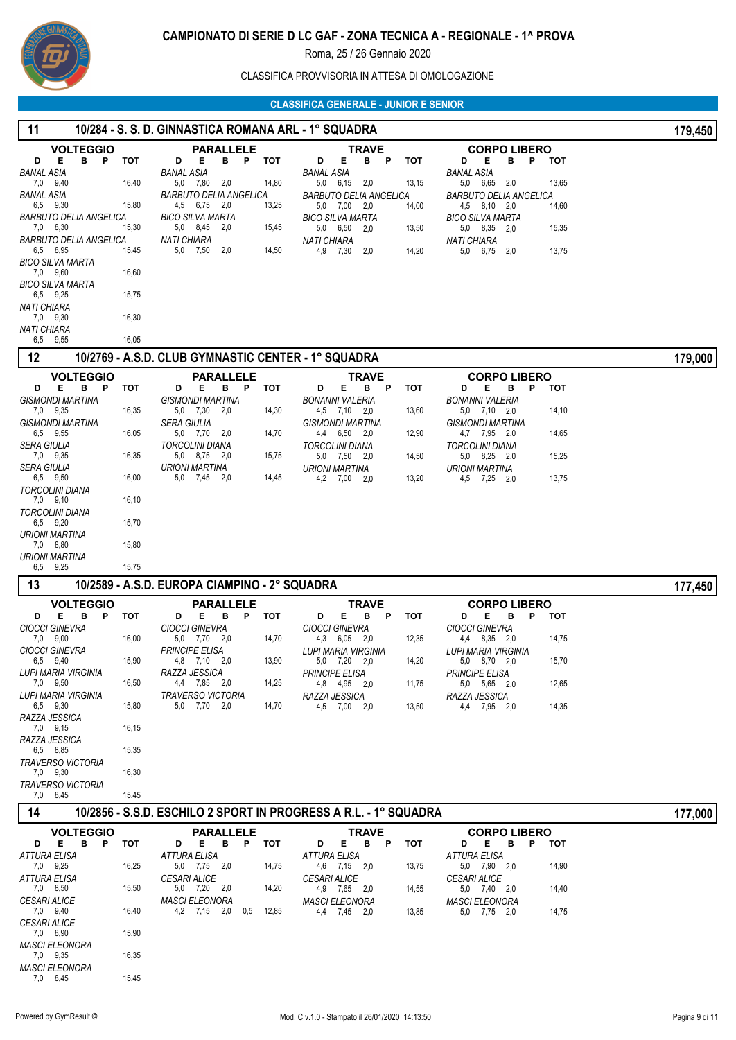# CAMPIONATO DI SERIE D LC GAF - ZONA TECNICA A - REGIONALE - 1^ PROVA

Roma, 25 / 26 Gennaio 2020

CLASSIFICA PROVVISORIA IN ATTESA DI OMOLOGAZIONE

## CLASSIFICA GENERALE - JUNIOR E SENIOR

### 11 — 10/284 - S. S. D. GINNASTICA ROMANA ARL - 1° SQUADRA — 179,450

**VOLTEGGIO**

| Ginnasta | D | E | B | P | TOT |
|---|---|---|---|---|---|
| BANAL ASIA | 7,0 | 9,40 | | | 16,40 |
| BANAL ASIA | 6,5 | 9,30 | | | 15,80 |
| BARBUTO DELIA ANGELICA | 7,0 | 8,30 | | | 15,30 |
| BARBUTO DELIA ANGELICA | 6,5 | 8,95 | | | 15,45 |
| BICO SILVA MARTA | 7,0 | 9,60 | | | 16,60 |
| BICO SILVA MARTA | 6,5 | 9,25 | | | 15,75 |
| NATI CHIARA | 7,0 | 9,30 | | | 16,30 |
| NATI CHIARA | 6,5 | 9,55 | | | 16,05 |

**PARALLELE**

| Ginnasta | D | E | B | P | TOT |
|---|---|---|---|---|---|
| BANAL ASIA | 5,0 | 7,80 | 2,0 | | 14,80 |
| BARBUTO DELIA ANGELICA | 4,5 | 6,75 | 2,0 | | 13,25 |
| BICO SILVA MARTA | 5,0 | 8,45 | 2,0 | | 15,45 |
| NATI CHIARA | 5,0 | 7,50 | 2,0 | | 14,50 |

**TRAVE**

| Ginnasta | D | E | B | P | TOT |
|---|---|---|---|---|---|
| BANAL ASIA | 5,0 | 6,15 | 2,0 | | 13,15 |
| BARBUTO DELIA ANGELICA | 5,0 | 7,00 | 2,0 | | 14,00 |
| BICO SILVA MARTA | 5,0 | 6,50 | 2,0 | | 13,50 |
| NATI CHIARA | 4,9 | 7,30 | 2,0 | | 14,20 |

**CORPO LIBERO**

| Ginnasta | D | E | B | P | TOT |
|---|---|---|---|---|---|
| BANAL ASIA | 5,0 | 6,65 | 2,0 | | 13,65 |
| BARBUTO DELIA ANGELICA | 4,5 | 8,10 | 2,0 | | 14,60 |
| BICO SILVA MARTA | 5,0 | 8,35 | 2,0 | | 15,35 |
| NATI CHIARA | 5,0 | 6,75 | 2,0 | | 13,75 |

### 12 — 10/2769 - A.S.D. CLUB GYMNASTIC CENTER - 1° SQUADRA — 179,000

**VOLTEGGIO**

| Ginnasta | D | E | B | P | TOT |
|---|---|---|---|---|---|
| GISMONDI MARTINA | 7,0 | 9,35 | | | 16,35 |
| GISMONDI MARTINA | 6,5 | 9,55 | | | 16,05 |
| SERA GIULIA | 7,0 | 9,35 | | | 16,35 |
| SERA GIULIA | 6,5 | 9,50 | | | 16,00 |
| TORCOLINI DIANA | 7,0 | 9,10 | | | 16,10 |
| TORCOLINI DIANA | 6,5 | 9,20 | | | 15,70 |
| URIONI MARTINA | 7,0 | 8,80 | | | 15,80 |
| URIONI MARTINA | 6,5 | 9,25 | | | 15,75 |

**PARALLELE**

| Ginnasta | D | E | B | P | TOT |
|---|---|---|---|---|---|
| GISMONDI MARTINA | 5,0 | 7,30 | 2,0 | | 14,30 |
| SERA GIULIA | 5,0 | 7,70 | 2,0 | | 14,70 |
| TORCOLINI DIANA | 5,0 | 8,75 | 2,0 | | 15,75 |
| URIONI MARTINA | 5,0 | 7,45 | 2,0 | | 14,45 |

**TRAVE**

| Ginnasta | D | E | B | P | TOT |
|---|---|---|---|---|---|
| BONANNI VALERIA | 4,5 | 7,10 | 2,0 | | 13,60 |
| GISMONDI MARTINA | 4,4 | 6,50 | 2,0 | | 12,90 |
| TORCOLINI DIANA | 5,0 | 7,50 | 2,0 | | 14,50 |
| URIONI MARTINA | 4,2 | 7,00 | 2,0 | | 13,20 |

**CORPO LIBERO**

| Ginnasta | D | E | B | P | TOT |
|---|---|---|---|---|---|
| BONANNI VALERIA | 5,0 | 7,10 | 2,0 | | 14,10 |
| GISMONDI MARTINA | 4,7 | 7,95 | 2,0 | | 14,65 |
| TORCOLINI DIANA | 5,0 | 8,25 | 2,0 | | 15,25 |
| URIONI MARTINA | 4,5 | 7,25 | 2,0 | | 13,75 |

### 13 — 10/2589 - A.S.D. EUROPA CIAMPINO - 2° SQUADRA — 177,450

**VOLTEGGIO**

| Ginnasta | D | E | B | P | TOT |
|---|---|---|---|---|---|
| CIOCCI GINEVRA | 7,0 | 9,00 | | | 16,00 |
| CIOCCI GINEVRA | 6,5 | 9,40 | | | 15,90 |
| LUPI MARIA VIRGINIA | 7,0 | 9,50 | | | 16,50 |
| LUPI MARIA VIRGINIA | 6,5 | 9,30 | | | 15,80 |
| RAZZA JESSICA | 7,0 | 9,15 | | | 16,15 |
| RAZZA JESSICA | 6,5 | 8,85 | | | 15,35 |
| TRAVERSO VICTORIA | 7,0 | 9,30 | | | 16,30 |
| TRAVERSO VICTORIA | 7,0 | 8,45 | | | 15,45 |

**PARALLELE**

| Ginnasta | D | E | B | P | TOT |
|---|---|---|---|---|---|
| CIOCCI GINEVRA | 5,0 | 7,70 | 2,0 | | 14,70 |
| PRINCIPE ELISA | 4,8 | 7,10 | 2,0 | | 13,90 |
| RAZZA JESSICA | 4,4 | 7,85 | 2,0 | | 14,25 |
| TRAVERSO VICTORIA | 5,0 | 7,70 | 2,0 | | 14,70 |

**TRAVE**

| Ginnasta | D | E | B | P | TOT |
|---|---|---|---|---|---|
| CIOCCI GINEVRA | 4,3 | 6,05 | 2,0 | | 12,35 |
| LUPI MARIA VIRGINIA | 5,0 | 7,20 | 2,0 | | 14,20 |
| PRINCIPE ELISA | 4,8 | 4,95 | 2,0 | | 11,75 |
| RAZZA JESSICA | 4,5 | 7,00 | 2,0 | | 13,50 |

**CORPO LIBERO**

| Ginnasta | D | E | B | P | TOT |
|---|---|---|---|---|---|
| CIOCCI GINEVRA | 4,4 | 8,35 | 2,0 | | 14,75 |
| LUPI MARIA VIRGINIA | 5,0 | 8,70 | 2,0 | | 15,70 |
| PRINCIPE ELISA | 5,0 | 5,65 | 2,0 | | 12,65 |
| RAZZA JESSICA | 4,4 | 7,95 | 2,0 | | 14,35 |

### 14 — 10/2856 - S.S.D. ESCHILO 2 SPORT IN PROGRESS A R.L. - 1° SQUADRA — 177,000

**VOLTEGGIO**

| Ginnasta | D | E | B | P | TOT |
|---|---|---|---|---|---|
| ATTURA ELISA | 7,0 | 9,25 | | | 16,25 |
| ATTURA ELISA | 7,0 | 8,50 | | | 15,50 |
| CESARI ALICE | 7,0 | 9,40 | | | 16,40 |
| CESARI ALICE | 7,0 | 8,90 | | | 15,90 |
| MASCI ELEONORA | 7,0 | 9,35 | | | 16,35 |
| MASCI ELEONORA | 7,0 | 8,45 | | | 15,45 |

**PARALLELE**

| Ginnasta | D | E | B | P | TOT |
|---|---|---|---|---|---|
| ATTURA ELISA | 5,0 | 7,75 | 2,0 | | 14,75 |
| CESARI ALICE | 5,0 | 7,20 | 2,0 | | 14,20 |
| MASCI ELEONORA | 4,2 | 7,15 | 2,0 | 0,5 | 12,85 |

**TRAVE**

| Ginnasta | D | E | B | P | TOT |
|---|---|---|---|---|---|
| ATTURA ELISA | 4,6 | 7,15 | 2,0 | | 13,75 |
| CESARI ALICE | 4,9 | 7,65 | 2,0 | | 14,55 |
| MASCI ELEONORA | 4,4 | 7,45 | 2,0 | | 13,85 |

**CORPO LIBERO**

| Ginnasta | D | E | B | P | TOT |
|---|---|---|---|---|---|
| ATTURA ELISA | 5,0 | 7,90 | 2,0 | | 14,90 |
| CESARI ALICE | 5,0 | 7,40 | 2,0 | | 14,40 |
| MASCI ELEONORA | 5,0 | 7,75 | 2,0 | | 14,75 |

Powered by GymResult © — Mod. C v.1.0 - Stampato il 26/01/2020 14:13:50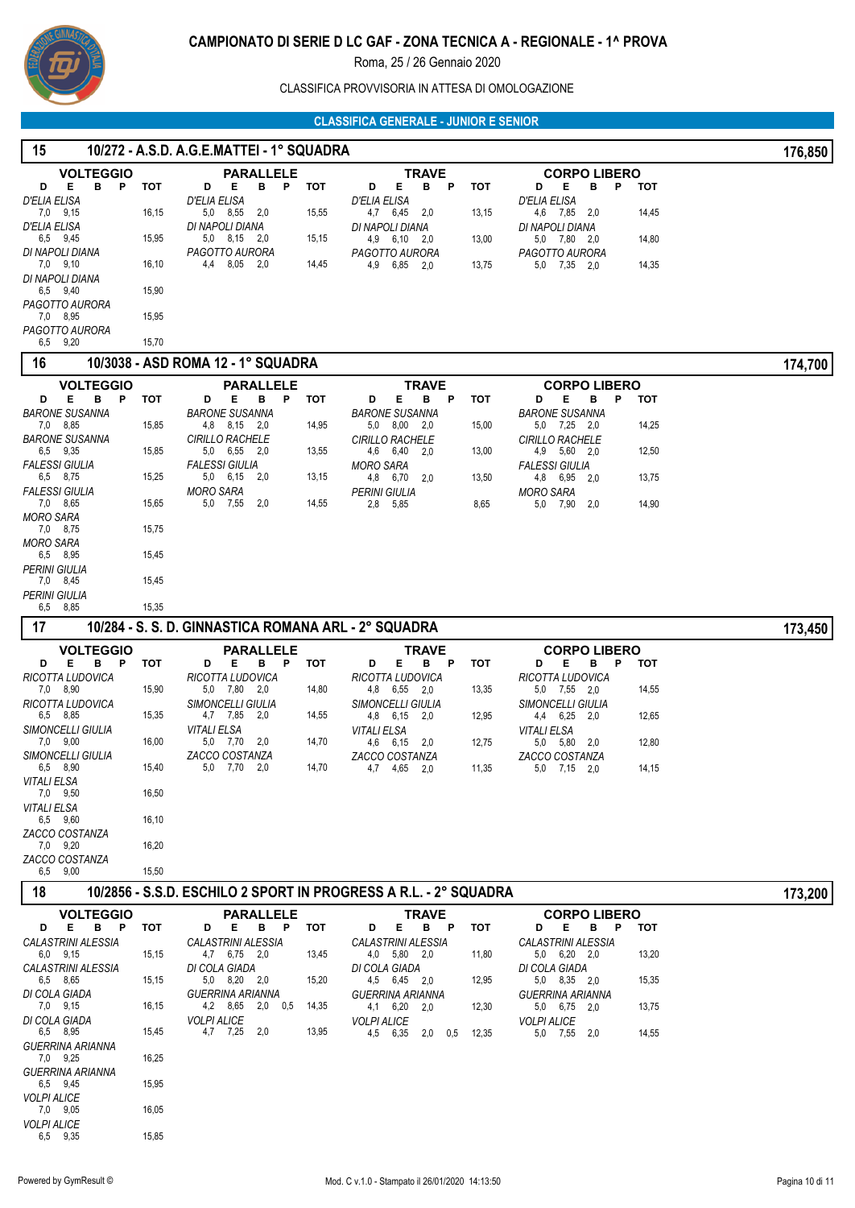# CAMPIONATO DI SERIE D LC GAF - ZONA TECNICA A - REGIONALE - 1^ PROVA

Roma, 25 / 26 Gennaio 2020

CLASSIFICA PROVVISORIA IN ATTESA DI OMOLOGAZIONE

## CLASSIFICA GENERALE - JUNIOR E SENIOR

### 15 — 10/272 - A.S.D. A.G.E.MATTEI - 1° SQUADRA — 176,850

**VOLTEGGIO**

| Atleta | D | E | B | P | TOT |
|---|---|---|---|---|---|
| D'ELIA ELISA | 7,0 | 9,15 | | | 16,15 |
| D'ELIA ELISA | 6,5 | 9,45 | | | 15,95 |
| DI NAPOLI DIANA | 7,0 | 9,10 | | | 16,10 |
| DI NAPOLI DIANA | 6,5 | 9,40 | | | 15,90 |
| PAGOTTO AURORA | 7,0 | 8,95 | | | 15,95 |
| PAGOTTO AURORA | 6,5 | 9,20 | | | 15,70 |

**PARALLELE**

| Atleta | D | E | B | P | TOT |
|---|---|---|---|---|---|
| D'ELIA ELISA | 5,0 | 8,55 | 2,0 | | 15,55 |
| DI NAPOLI DIANA | 5,0 | 8,15 | 2,0 | | 15,15 |
| PAGOTTO AURORA | 4,4 | 8,05 | 2,0 | | 14,45 |

**TRAVE**

| Atleta | D | E | B | P | TOT |
|---|---|---|---|---|---|
| D'ELIA ELISA | 4,7 | 6,45 | 2,0 | | 13,15 |
| DI NAPOLI DIANA | 4,9 | 6,10 | 2,0 | | 13,00 |
| PAGOTTO AURORA | 4,9 | 6,85 | 2,0 | | 13,75 |

**CORPO LIBERO**

| Atleta | D | E | B | P | TOT |
|---|---|---|---|---|---|
| D'ELIA ELISA | 4,6 | 7,85 | 2,0 | | 14,45 |
| DI NAPOLI DIANA | 5,0 | 7,80 | 2,0 | | 14,80 |
| PAGOTTO AURORA | 5,0 | 7,35 | 2,0 | | 14,35 |

### 16 — 10/3038 - ASD ROMA 12 - 1° SQUADRA — 174,700

**VOLTEGGIO**

| Atleta | D | E | B | P | TOT |
|---|---|---|---|---|---|
| BARONE SUSANNA | 7,0 | 8,85 | | | 15,85 |
| BARONE SUSANNA | 6,5 | 9,35 | | | 15,85 |
| FALESSI GIULIA | 6,5 | 8,75 | | | 15,25 |
| FALESSI GIULIA | 7,0 | 8,65 | | | 15,65 |
| MORO SARA | 7,0 | 8,75 | | | 15,75 |
| MORO SARA | 6,5 | 8,95 | | | 15,45 |
| PERINI GIULIA | 7,0 | 8,45 | | | 15,45 |
| PERINI GIULIA | 6,5 | 8,85 | | | 15,35 |

**PARALLELE**

| Atleta | D | E | B | P | TOT |
|---|---|---|---|---|---|
| BARONE SUSANNA | 4,8 | 8,15 | 2,0 | | 14,95 |
| CIRILLO RACHELE | 5,0 | 6,55 | 2,0 | | 13,55 |
| FALESSI GIULIA | 5,0 | 6,15 | 2,0 | | 13,15 |
| MORO SARA | 5,0 | 7,55 | 2,0 | | 14,55 |

**TRAVE**

| Atleta | D | E | B | P | TOT |
|---|---|---|---|---|---|
| BARONE SUSANNA | 5,0 | 8,00 | 2,0 | | 15,00 |
| CIRILLO RACHELE | 4,6 | 6,40 | 2,0 | | 13,00 |
| MORO SARA | 4,8 | 6,70 | 2,0 | | 13,50 |
| PERINI GIULIA | 2,8 | 5,85 | | | 8,65 |

**CORPO LIBERO**

| Atleta | D | E | B | P | TOT |
|---|---|---|---|---|---|
| BARONE SUSANNA | 5,0 | 7,25 | 2,0 | | 14,25 |
| CIRILLO RACHELE | 4,9 | 5,60 | 2,0 | | 12,50 |
| FALESSI GIULIA | 4,8 | 6,95 | 2,0 | | 13,75 |
| MORO SARA | 5,0 | 7,90 | 2,0 | | 14,90 |

### 17 — 10/284 - S. S. D. GINNASTICA ROMANA ARL - 2° SQUADRA — 173,450

**VOLTEGGIO**

| Atleta | D | E | B | P | TOT |
|---|---|---|---|---|---|
| RICOTTA LUDOVICA | 7,0 | 8,90 | | | 15,90 |
| RICOTTA LUDOVICA | 6,5 | 8,85 | | | 15,35 |
| SIMONCELLI GIULIA | 7,0 | 9,00 | | | 16,00 |
| SIMONCELLI GIULIA | 6,5 | 8,90 | | | 15,40 |
| VITALI ELSA | 7,0 | 9,50 | | | 16,50 |
| VITALI ELSA | 6,5 | 9,60 | | | 16,10 |
| ZACCO COSTANZA | 7,0 | 9,20 | | | 16,20 |
| ZACCO COSTANZA | 6,5 | 9,00 | | | 15,50 |

**PARALLELE**

| Atleta | D | E | B | P | TOT |
|---|---|---|---|---|---|
| RICOTTA LUDOVICA | 5,0 | 7,80 | 2,0 | | 14,80 |
| SIMONCELLI GIULIA | 4,7 | 7,85 | 2,0 | | 14,55 |
| VITALI ELSA | 5,0 | 7,70 | 2,0 | | 14,70 |
| ZACCO COSTANZA | 5,0 | 7,70 | 2,0 | | 14,70 |

**TRAVE**

| Atleta | D | E | B | P | TOT |
|---|---|---|---|---|---|
| RICOTTA LUDOVICA | 4,8 | 6,55 | 2,0 | | 13,35 |
| SIMONCELLI GIULIA | 4,8 | 6,15 | 2,0 | | 12,95 |
| VITALI ELSA | 4,6 | 6,15 | 2,0 | | 12,75 |
| ZACCO COSTANZA | 4,7 | 4,65 | 2,0 | | 11,35 |

**CORPO LIBERO**

| Atleta | D | E | B | P | TOT |
|---|---|---|---|---|---|
| RICOTTA LUDOVICA | 5,0 | 7,55 | 2,0 | | 14,55 |
| SIMONCELLI GIULIA | 4,4 | 6,25 | 2,0 | | 12,65 |
| VITALI ELSA | 5,0 | 5,80 | 2,0 | | 12,80 |
| ZACCO COSTANZA | 5,0 | 7,15 | 2,0 | | 14,15 |

### 18 — 10/2856 - S.S.D. ESCHILO 2 SPORT IN PROGRESS A R.L. - 2° SQUADRA — 173,200

**VOLTEGGIO**

| Atleta | D | E | B | P | TOT |
|---|---|---|---|---|---|
| CALASTRINI ALESSIA | 6,0 | 9,15 | | | 15,15 |
| CALASTRINI ALESSIA | 6,5 | 8,65 | | | 15,15 |
| DI COLA GIADA | 7,0 | 9,15 | | | 16,15 |
| DI COLA GIADA | 6,5 | 8,95 | | | 15,45 |
| GUERRINA ARIANNA | 7,0 | 9,25 | | | 16,25 |
| GUERRINA ARIANNA | 6,5 | 9,45 | | | 15,95 |
| VOLPI ALICE | 7,0 | 9,05 | | | 16,05 |
| VOLPI ALICE | 6,5 | 9,35 | | | 15,85 |

**PARALLELE**

| Atleta | D | E | B | P | TOT |
|---|---|---|---|---|---|
| CALASTRINI ALESSIA | 4,7 | 6,75 | 2,0 | | 13,45 |
| DI COLA GIADA | 5,0 | 8,20 | 2,0 | | 15,20 |
| GUERRINA ARIANNA | 4,2 | 8,65 | 2,0 | 0,5 | 14,35 |
| VOLPI ALICE | 4,7 | 7,25 | 2,0 | | 13,95 |

**TRAVE**

| Atleta | D | E | B | P | TOT |
|---|---|---|---|---|---|
| CALASTRINI ALESSIA | 4,0 | 5,80 | 2,0 | | 11,80 |
| DI COLA GIADA | 4,5 | 6,45 | 2,0 | | 12,95 |
| GUERRINA ARIANNA | 4,1 | 6,20 | 2,0 | | 12,30 |
| VOLPI ALICE | 4,5 | 6,35 | 2,0 | 0,5 | 12,35 |

**CORPO LIBERO**

| Atleta | D | E | B | P | TOT |
|---|---|---|---|---|---|
| CALASTRINI ALESSIA | 5,0 | 6,20 | 2,0 | | 13,20 |
| DI COLA GIADA | 5,0 | 8,35 | 2,0 | | 15,35 |
| GUERRINA ARIANNA | 5,0 | 6,75 | 2,0 | | 13,75 |
| VOLPI ALICE | 5,0 | 7,55 | 2,0 | | 14,55 |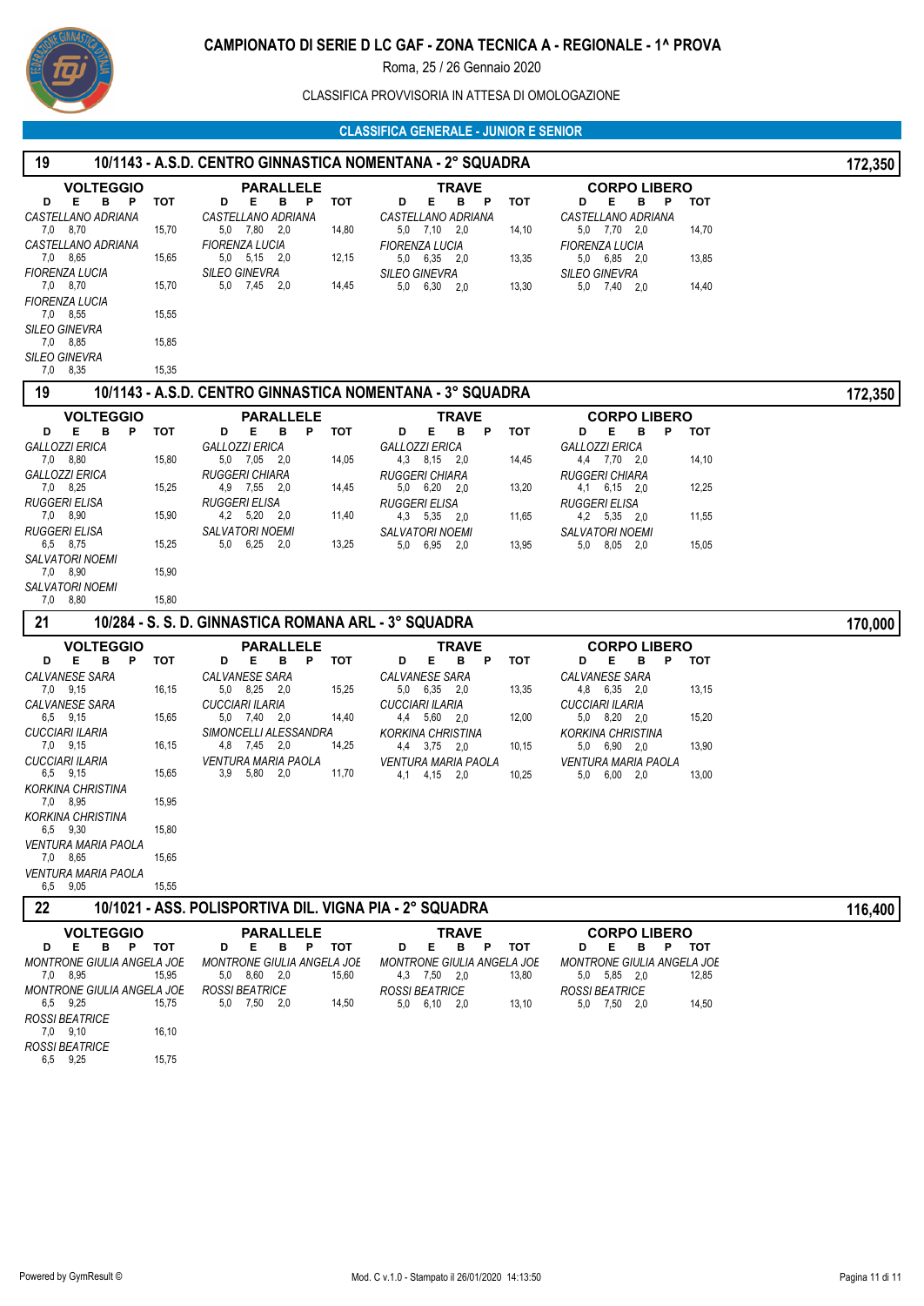# CAMPIONATO DI SERIE D LC GAF - ZONA TECNICA A - REGIONALE - 1^ PROVA

Roma, 25 / 26 Gennaio 2020

CLASSIFICA PROVVISORIA IN ATTESA DI OMOLOGAZIONE

## CLASSIFICA GENERALE - JUNIOR E SENIOR

### 19 — 10/1143 - A.S.D. CENTRO GINNASTICA NOMENTANA - 2° SQUADRA — 172,350

| VOLTEGGIO | D | E | B | P | TOT | PARALLELE | D | E | B | P | TOT | TRAVE | D | E | B | P | TOT | CORPO LIBERO | D | E | B | P | TOT |
|---|---|---|---|---|---|---|---|---|---|---|---|---|---|---|---|---|---|---|---|---|---|---|---|
| CASTELLANO ADRIANA | 7,0 | 8,70 | | | 15,70 | CASTELLANO ADRIANA | 5,0 | 7,80 | 2,0 | | 14,80 | CASTELLANO ADRIANA | 5,0 | 7,10 | 2,0 | | 14,10 | CASTELLANO ADRIANA | 5,0 | 7,70 | 2,0 | | 14,70 |
| CASTELLANO ADRIANA | 7,0 | 8,65 | | | 15,65 | FIORENZA LUCIA | 5,0 | 5,15 | 2,0 | | 12,15 | FIORENZA LUCIA | 5,0 | 6,35 | 2,0 | | 13,35 | FIORENZA LUCIA | 5,0 | 6,85 | 2,0 | | 13,85 |
| FIORENZA LUCIA | 7,0 | 8,70 | | | 15,70 | SILEO GINEVRA | 5,0 | 7,45 | 2,0 | | 14,45 | SILEO GINEVRA | 5,0 | 6,30 | 2,0 | | 13,30 | SILEO GINEVRA | 5,0 | 7,40 | 2,0 | | 14,40 |
| FIORENZA LUCIA | 7,0 | 8,55 | | | 15,55 | | | | | | | | | | | | | | | | | | |
| SILEO GINEVRA | 7,0 | 8,85 | | | 15,85 | | | | | | | | | | | | | | | | | | |
| SILEO GINEVRA | 7,0 | 8,35 | | | 15,35 | | | | | | | | | | | | | | | | | | |

### 19 — 10/1143 - A.S.D. CENTRO GINNASTICA NOMENTANA - 3° SQUADRA — 172,350

| VOLTEGGIO | D | E | B | P | TOT | PARALLELE | D | E | B | P | TOT | TRAVE | D | E | B | P | TOT | CORPO LIBERO | D | E | B | P | TOT |
|---|---|---|---|---|---|---|---|---|---|---|---|---|---|---|---|---|---|---|---|---|---|---|---|
| GALLOZZI ERICA | 7,0 | 8,80 | | | 15,80 | GALLOZZI ERICA | 5,0 | 7,05 | 2,0 | | 14,05 | GALLOZZI ERICA | 4,3 | 8,15 | 2,0 | | 14,45 | GALLOZZI ERICA | 4,4 | 7,70 | 2,0 | | 14,10 |
| GALLOZZI ERICA | 7,0 | 8,25 | | | 15,25 | RUGGERI CHIARA | 4,9 | 7,55 | 2,0 | | 14,45 | RUGGERI CHIARA | 5,0 | 6,20 | 2,0 | | 13,20 | RUGGERI CHIARA | 4,1 | 6,15 | 2,0 | | 12,25 |
| RUGGERI ELISA | 7,0 | 8,90 | | | 15,90 | RUGGERI ELISA | 4,2 | 5,20 | 2,0 | | 11,40 | RUGGERI ELISA | 4,3 | 5,35 | 2,0 | | 11,65 | RUGGERI ELISA | 4,2 | 5,35 | 2,0 | | 11,55 |
| RUGGERI ELISA | 6,5 | 8,75 | | | 15,25 | SALVATORI NOEMI | 5,0 | 6,25 | 2,0 | | 13,25 | SALVATORI NOEMI | 5,0 | 6,95 | 2,0 | | 13,95 | SALVATORI NOEMI | 5,0 | 8,05 | 2,0 | | 15,05 |
| SALVATORI NOEMI | 7,0 | 8,90 | | | 15,90 | | | | | | | | | | | | | | | | | | |
| SALVATORI NOEMI | 7,0 | 8,80 | | | 15,80 | | | | | | | | | | | | | | | | | | |

### 21 — 10/284 - S. S. D. GINNASTICA ROMANA ARL - 3° SQUADRA — 170,000

| VOLTEGGIO | D | E | B | P | TOT | PARALLELE | D | E | B | P | TOT | TRAVE | D | E | B | P | TOT | CORPO LIBERO | D | E | B | P | TOT |
|---|---|---|---|---|---|---|---|---|---|---|---|---|---|---|---|---|---|---|---|---|---|---|---|
| CALVANESE SARA | 7,0 | 9,15 | | | 16,15 | CALVANESE SARA | 5,0 | 8,25 | 2,0 | | 15,25 | CALVANESE SARA | 5,0 | 6,35 | 2,0 | | 13,35 | CALVANESE SARA | 4,8 | 6,35 | 2,0 | | 13,15 |
| CALVANESE SARA | 6,5 | 9,15 | | | 15,65 | CUCCIARI ILARIA | 5,0 | 7,40 | 2,0 | | 14,40 | CUCCIARI ILARIA | 4,4 | 5,60 | 2,0 | | 12,00 | CUCCIARI ILARIA | 5,0 | 8,20 | 2,0 | | 15,20 |
| CUCCIARI ILARIA | 7,0 | 9,15 | | | 16,15 | SIMONCELLI ALESSANDRA | 4,8 | 7,45 | 2,0 | | 14,25 | KORKINA CHRISTINA | 4,4 | 3,75 | 2,0 | | 10,15 | KORKINA CHRISTINA | 5,0 | 6,90 | 2,0 | | 13,90 |
| CUCCIARI ILARIA | 6,5 | 9,15 | | | 15,65 | VENTURA MARIA PAOLA | 3,9 | 5,80 | 2,0 | | 11,70 | VENTURA MARIA PAOLA | 4,1 | 4,15 | 2,0 | | 10,25 | VENTURA MARIA PAOLA | 5,0 | 6,00 | 2,0 | | 13,00 |
| KORKINA CHRISTINA | 7,0 | 8,95 | | | 15,95 | | | | | | | | | | | | | | | | | | |
| KORKINA CHRISTINA | 6,5 | 9,30 | | | 15,80 | | | | | | | | | | | | | | | | | | |
| VENTURA MARIA PAOLA | 7,0 | 8,65 | | | 15,65 | | | | | | | | | | | | | | | | | | |
| VENTURA MARIA PAOLA | 6,5 | 9,05 | | | 15,55 | | | | | | | | | | | | | | | | | | |

### 22 — 10/1021 - ASS. POLISPORTIVA DIL. VIGNA PIA - 2° SQUADRA — 116,400

| VOLTEGGIO | D | E | B | P | TOT | PARALLELE | D | E | B | P | TOT | TRAVE | D | E | B | P | TOT | CORPO LIBERO | D | E | B | P | TOT |
|---|---|---|---|---|---|---|---|---|---|---|---|---|---|---|---|---|---|---|---|---|---|---|---|
| MONTRONE GIULIA ANGELA JOE | 7,0 | 8,95 | | | 15,95 | MONTRONE GIULIA ANGELA JOE | 5,0 | 8,60 | 2,0 | | 15,60 | MONTRONE GIULIA ANGELA JOE | 4,3 | 7,50 | 2,0 | | 13,80 | MONTRONE GIULIA ANGELA JOE | 5,0 | 5,85 | 2,0 | | 12,85 |
| MONTRONE GIULIA ANGELA JOE | 6,5 | 9,25 | | | 15,75 | ROSSI BEATRICE | 5,0 | 7,50 | 2,0 | | 14,50 | ROSSI BEATRICE | 5,0 | 6,10 | 2,0 | | 13,10 | ROSSI BEATRICE | 5,0 | 7,50 | 2,0 | | 14,50 |
| ROSSI BEATRICE | 7,0 | 9,10 | | | 16,10 | | | | | | | | | | | | | | | | | | |
| ROSSI BEATRICE | 6,5 | 9,25 | | | 15,75 | | | | | | | | | | | | | | | | | | |

Powered by GymResult © — Mod. C v.1.0 - Stampato il 26/01/2020 14:13:50